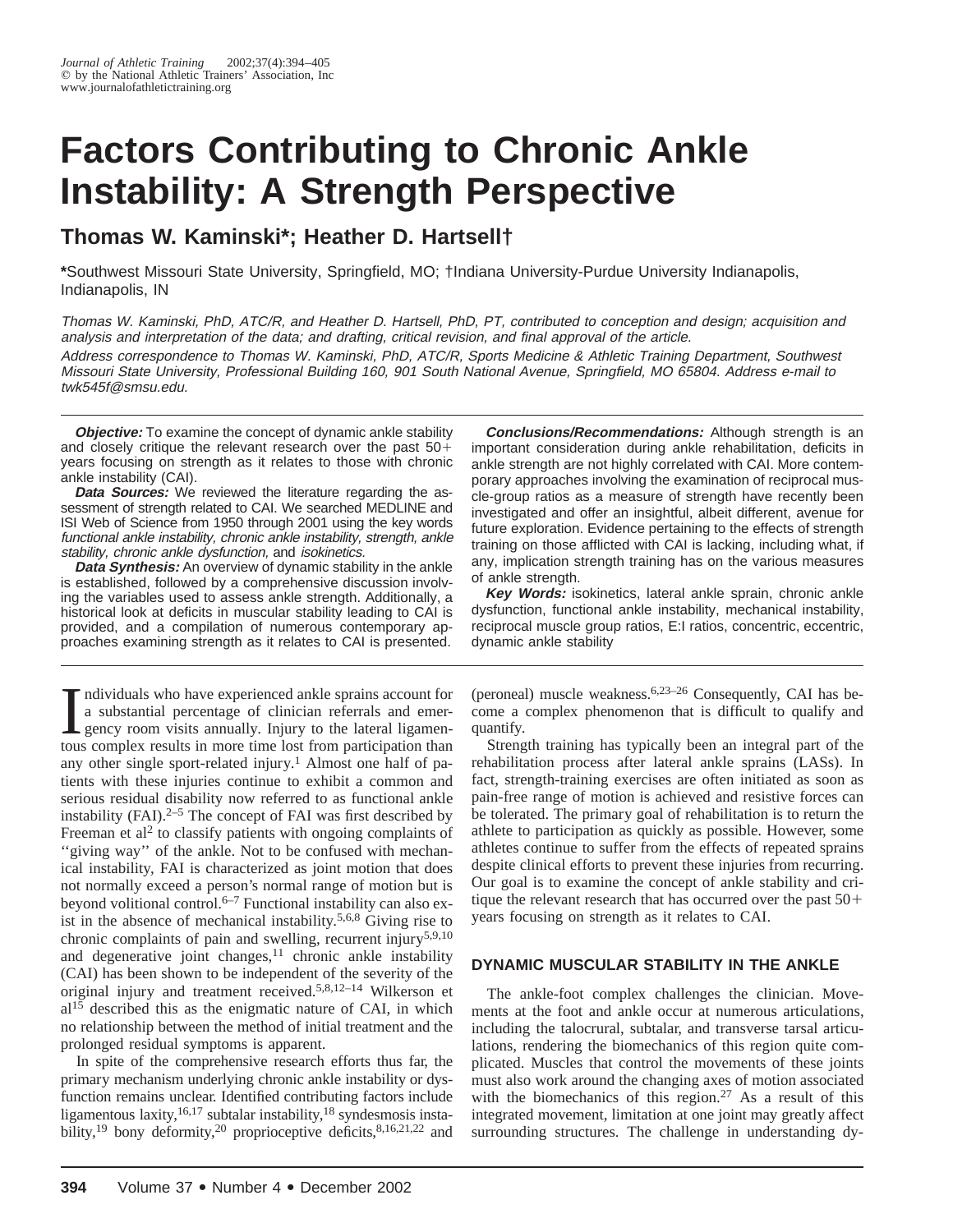# Factors Contributing to Chronic Ankle Instability: A Strength Perspective

## Thomas W. Kaminski*; Heather D. Hartsell†

*Southwest Missouri State University, Springfield, MO; †Indiana University-Purdue University Indianapolis, Indianapolis, IN

*Thomas W. Kaminski, PhD, ATC/R, and Heather D. Hartsell, PhD, PT, contributed to conception and design; acquisition and analysis and interpretation of the data; and drafting, critical revision, and final approval of the article.*

*Address correspondence to Thomas W. Kaminski, PhD, ATC/R, Sports Medicine & Athletic Training Department, Southwest Missouri State University, Professional Building 160, 901 South National Avenue, Springfield, MO 65804. Address e-mail to twk545f@smsu.edu.*

***Objective:*** To examine the concept of dynamic ankle stability and closely critique the relevant research over the past 50+ years focusing on strength as it relates to those with chronic ankle instability (CAI).

***Data Sources:*** We reviewed the literature regarding the assessment of strength related to CAI. We searched MEDLINE and ISI Web of Science from 1950 through 2001 using the key words *functional ankle instability, chronic ankle instability, strength, ankle stability, chronic ankle dysfunction,* and *isokinetics.*

***Data Synthesis:*** An overview of dynamic stability in the ankle is established, followed by a comprehensive discussion involving the variables used to assess ankle strength. Additionally, a historical look at deficits in muscular stability leading to CAI is provided, and a compilation of numerous contemporary approaches examining strength as it relates to CAI is presented.

***Conclusions/Recommendations:*** Although strength is an important consideration during ankle rehabilitation, deficits in ankle strength are not highly correlated with CAI. More contemporary approaches involving the examination of reciprocal muscle-group ratios as a measure of strength have recently been investigated and offer an insightful, albeit different, avenue for future exploration. Evidence pertaining to the effects of strength training on those afflicted with CAI is lacking, including what, if any, implication strength training has on the various measures of ankle strength.

***Key Words:*** isokinetics, lateral ankle sprain, chronic ankle dysfunction, functional ankle instability, mechanical instability, reciprocal muscle group ratios, E:I ratios, concentric, eccentric, dynamic ankle stability

Individuals who have experienced ankle sprains account for a substantial percentage of clinician referrals and emergency room visits annually. Injury to the lateral ligamentous complex results in more time lost from participation than any other single sport-related injury.[1] Almost one half of patients with these injuries continue to exhibit a common and serious residual disability now referred to as functional ankle instability (FAI).[2–5] The concept of FAI was first described by Freeman et al[2] to classify patients with ongoing complaints of ''giving way'' of the ankle. Not to be confused with mechanical instability, FAI is characterized as joint motion that does not normally exceed a person's normal range of motion but is beyond volitional control.[6–7] Functional instability can also exist in the absence of mechanical instability.[5,6,8] Giving rise to chronic complaints of pain and swelling, recurrent injury[5,9,10] and degenerative joint changes,[11] chronic ankle instability (CAI) has been shown to be independent of the severity of the original injury and treatment received.[5,8,12–14] Wilkerson et al[15] described this as the enigmatic nature of CAI, in which no relationship between the method of initial treatment and the prolonged residual symptoms is apparent.

In spite of the comprehensive research efforts thus far, the primary mechanism underlying chronic ankle instability or dysfunction remains unclear. Identified contributing factors include ligamentous laxity,[16,17] subtalar instability,[18] syndesmosis instability,[19] bony deformity,[20] proprioceptive deficits,[8,16,21,22] and (peroneal) muscle weakness.[6,23–26] Consequently, CAI has become a complex phenomenon that is difficult to qualify and quantify.

Strength training has typically been an integral part of the rehabilitation process after lateral ankle sprains (LASs). In fact, strength-training exercises are often initiated as soon as pain-free range of motion is achieved and resistive forces can be tolerated. The primary goal of rehabilitation is to return the athlete to participation as quickly as possible. However, some athletes continue to suffer from the effects of repeated sprains despite clinical efforts to prevent these injuries from recurring. Our goal is to examine the concept of ankle stability and critique the relevant research that has occurred over the past 50+ years focusing on strength as it relates to CAI.

## DYNAMIC MUSCULAR STABILITY IN THE ANKLE

The ankle-foot complex challenges the clinician. Movements at the foot and ankle occur at numerous articulations, including the talocrural, subtalar, and transverse tarsal articulations, rendering the biomechanics of this region quite complicated. Muscles that control the movements of these joints must also work around the changing axes of motion associated with the biomechanics of this region.[27] As a result of this integrated movement, limitation at one joint may greatly affect surrounding structures. The challenge in understanding dy-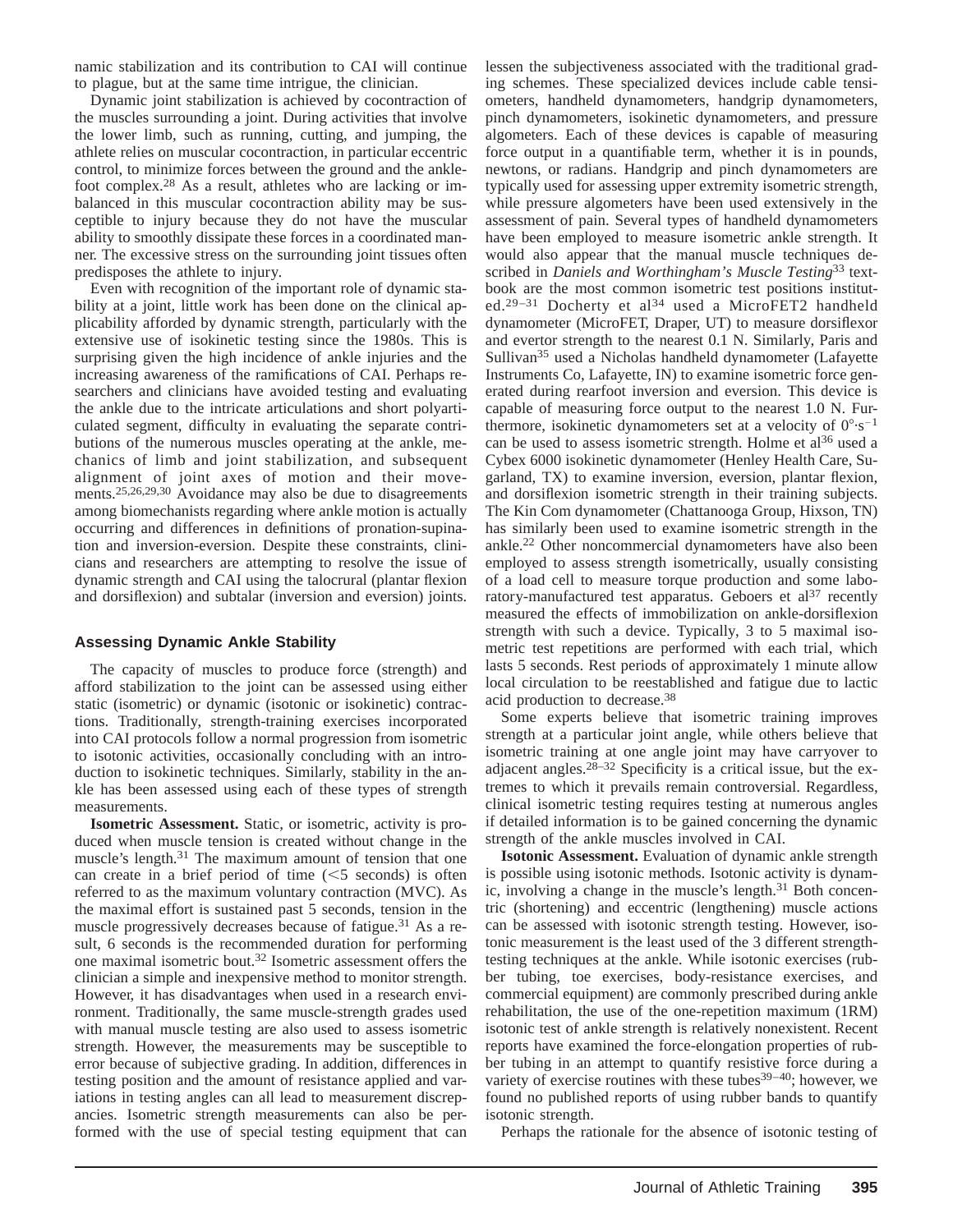namic stabilization and its contribution to CAI will continue to plague, but at the same time intrigue, the clinician.

Dynamic joint stabilization is achieved by cocontraction of the muscles surrounding a joint. During activities that involve the lower limb, such as running, cutting, and jumping, the athlete relies on muscular cocontraction, in particular eccentric control, to minimize forces between the ground and the ankle-foot complex.[28] As a result, athletes who are lacking or imbalanced in this muscular cocontraction ability may be susceptible to injury because they do not have the muscular ability to smoothly dissipate these forces in a coordinated manner. The excessive stress on the surrounding joint tissues often predisposes the athlete to injury.

Even with recognition of the important role of dynamic stability at a joint, little work has been done on the clinical applicability afforded by dynamic strength, particularly with the extensive use of isokinetic testing since the 1980s. This is surprising given the high incidence of ankle injuries and the increasing awareness of the ramifications of CAI. Perhaps researchers and clinicians have avoided testing and evaluating the ankle due to the intricate articulations and short polyarticulated segment, difficulty in evaluating the separate contributions of the numerous muscles operating at the ankle, mechanics of limb and joint stabilization, and subsequent alignment of joint axes of motion and their movements.[25,26,29,30] Avoidance may also be due to disagreements among biomechanists regarding where ankle motion is actually occurring and differences in definitions of pronation-supination and inversion-eversion. Despite these constraints, clinicians and researchers are attempting to resolve the issue of dynamic strength and CAI using the talocrural (plantar flexion and dorsiflexion) and subtalar (inversion and eversion) joints.

## Assessing Dynamic Ankle Stability

The capacity of muscles to produce force (strength) and afford stabilization to the joint can be assessed using either static (isometric) or dynamic (isotonic or isokinetic) contractions. Traditionally, strength-training exercises incorporated into CAI protocols follow a normal progression from isometric to isotonic activities, occasionally concluding with an introduction to isokinetic techniques. Similarly, stability in the ankle has been assessed using each of these types of strength measurements.

**Isometric Assessment.** Static, or isometric, activity is produced when muscle tension is created without change in the muscle's length.[31] The maximum amount of tension that one can create in a brief period of time ($<$5 seconds) is often referred to as the maximum voluntary contraction (MVC). As the maximal effort is sustained past 5 seconds, tension in the muscle progressively decreases because of fatigue.[31] As a result, 6 seconds is the recommended duration for performing one maximal isometric bout.[32] Isometric assessment offers the clinician a simple and inexpensive method to monitor strength. However, it has disadvantages when used in a research environment. Traditionally, the same muscle-strength grades used with manual muscle testing are also used to assess isometric strength. However, the measurements may be susceptible to error because of subjective grading. In addition, differences in testing position and the amount of resistance applied and variations in testing angles can all lead to measurement discrepancies. Isometric strength measurements can also be performed with the use of special testing equipment that can lessen the subjectiveness associated with the traditional grading schemes. These specialized devices include cable tensiometers, handheld dynamometers, handgrip dynamometers, pinch dynamometers, isokinetic dynamometers, and pressure algometers. Each of these devices is capable of measuring force output in a quantifiable term, whether it is in pounds, newtons, or radians. Handgrip and pinch dynamometers are typically used for assessing upper extremity isometric strength, while pressure algometers have been used extensively in the assessment of pain. Several types of handheld dynamometers have been employed to measure isometric ankle strength. It would also appear that the manual muscle techniques described in *Daniels and Worthingham's Muscle Testing*[33] textbook are the most common isometric test positions instituted.[29–31] Docherty et al[34] used a MicroFET2 handheld dynamometer (MicroFET, Draper, UT) to measure dorsiflexor and evertor strength to the nearest 0.1 N. Similarly, Paris and Sullivan[35] used a Nicholas handheld dynamometer (Lafayette Instruments Co, Lafayette, IN) to examine isometric force generated during rearfoot inversion and eversion. This device is capable of measuring force output to the nearest 1.0 N. Furthermore, isokinetic dynamometers set at a velocity of $0°\cdot s^{-1}$ can be used to assess isometric strength. Holme et al[36] used a Cybex 6000 isokinetic dynamometer (Henley Health Care, Sugarland, TX) to examine inversion, eversion, plantar flexion, and dorsiflexion isometric strength in their training subjects. The Kin Com dynamometer (Chattanooga Group, Hixson, TN) has similarly been used to examine isometric strength in the ankle.[22] Other noncommercial dynamometers have also been employed to assess strength isometrically, usually consisting of a load cell to measure torque production and some laboratory-manufactured test apparatus. Geboers et al[37] recently measured the effects of immobilization on ankle-dorsiflexion strength with such a device. Typically, 3 to 5 maximal isometric test repetitions are performed with each trial, which lasts 5 seconds. Rest periods of approximately 1 minute allow local circulation to be reestablished and fatigue due to lactic acid production to decrease.[38]

Some experts believe that isometric training improves strength at a particular joint angle, while others believe that isometric training at one angle joint may have carryover to adjacent angles.[28–32] Specificity is a critical issue, but the extremes to which it prevails remain controversial. Regardless, clinical isometric testing requires testing at numerous angles if detailed information is to be gained concerning the dynamic strength of the ankle muscles involved in CAI.

**Isotonic Assessment.** Evaluation of dynamic ankle strength is possible using isotonic methods. Isotonic activity is dynamic, involving a change in the muscle's length.[31] Both concentric (shortening) and eccentric (lengthening) muscle actions can be assessed with isotonic strength testing. However, isotonic measurement is the least used of the 3 different strength-testing techniques at the ankle. While isotonic exercises (rubber tubing, toe exercises, body-resistance exercises, and commercial equipment) are commonly prescribed during ankle rehabilitation, the use of the one-repetition maximum (1RM) isotonic test of ankle strength is relatively nonexistent. Recent reports have examined the force-elongation properties of rubber tubing in an attempt to quantify resistive force during a variety of exercise routines with these tubes[39–40]; however, we found no published reports of using rubber bands to quantify isotonic strength.

Perhaps the rationale for the absence of isotonic testing of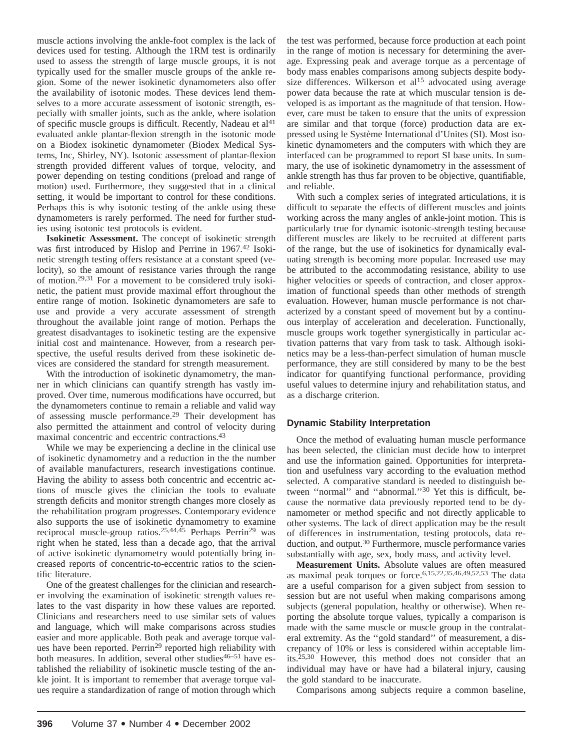muscle actions involving the ankle-foot complex is the lack of devices used for testing. Although the 1RM test is ordinarily used to assess the strength of large muscle groups, it is not typically used for the smaller muscle groups of the ankle region. Some of the newer isokinetic dynamometers also offer the availability of isotonic modes. These devices lend themselves to a more accurate assessment of isotonic strength, especially with smaller joints, such as the ankle, where isolation of specific muscle groups is difficult. Recently, Nadeau et al[41] evaluated ankle plantar-flexion strength in the isotonic mode on a Biodex isokinetic dynamometer (Biodex Medical Systems, Inc, Shirley, NY). Isotonic assessment of plantar-flexion strength provided different values of torque, velocity, and power depending on testing conditions (preload and range of motion) used. Furthermore, they suggested that in a clinical setting, it would be important to control for these conditions. Perhaps this is why isotonic testing of the ankle using these dynamometers is rarely performed. The need for further studies using isotonic test protocols is evident.

**Isokinetic Assessment.** The concept of isokinetic strength was first introduced by Hislop and Perrine in 1967.[42] Isokinetic strength testing offers resistance at a constant speed (velocity), so the amount of resistance varies through the range of motion.[29,31] For a movement to be considered truly isokinetic, the patient must provide maximal effort throughout the entire range of motion. Isokinetic dynamometers are safe to use and provide a very accurate assessment of strength throughout the available joint range of motion. Perhaps the greatest disadvantages to isokinetic testing are the expensive initial cost and maintenance. However, from a research perspective, the useful results derived from these isokinetic devices are considered the standard for strength measurement.

With the introduction of isokinetic dynamometry, the manner in which clinicians can quantify strength has vastly improved. Over time, numerous modifications have occurred, but the dynamometers continue to remain a reliable and valid way of assessing muscle performance.[29] Their development has also permitted the attainment and control of velocity during maximal concentric and eccentric contractions.[43]

While we may be experiencing a decline in the clinical use of isokinetic dynamometry and a reduction in the the number of available manufacturers, research investigations continue. Having the ability to assess both concentric and eccentric actions of muscle gives the clinician the tools to evaluate strength deficits and monitor strength changes more closely as the rehabilitation program progresses. Contemporary evidence also supports the use of isokinetic dynamometry to examine reciprocal muscle-group ratios.[25,44,45] Perhaps Perrin[29] was right when he stated, less than a decade ago, that the arrival of active isokinetic dynamometry would potentially bring increased reports of concentric-to-eccentric ratios to the scientific literature.

One of the greatest challenges for the clinician and researcher involving the examination of isokinetic strength values relates to the vast disparity in how these values are reported. Clinicians and researchers need to use similar sets of values and language, which will make comparisons across studies easier and more applicable. Both peak and average torque values have been reported. Perrin[29] reported high reliability with both measures. In addition, several other studies[46–51] have established the reliability of isokinetic muscle testing of the ankle joint. It is important to remember that average torque values require a standardization of range of motion through which the test was performed, because force production at each point in the range of motion is necessary for determining the average. Expressing peak and average torque as a percentage of body mass enables comparisons among subjects despite body-size differences. Wilkerson et al[15] advocated using average power data because the rate at which muscular tension is developed is as important as the magnitude of that tension. However, care must be taken to ensure that the units of expression are similar and that torque (force) production data are expressed using le Système International d'Unites (SI). Most isokinetic dynamometers and the computers with which they are interfaced can be programmed to report SI base units. In summary, the use of isokinetic dynamometry in the assessment of ankle strength has thus far proven to be objective, quantifiable, and reliable.

With such a complex series of integrated articulations, it is difficult to separate the effects of different muscles and joints working across the many angles of ankle-joint motion. This is particularly true for dynamic isotonic-strength testing because different muscles are likely to be recruited at different parts of the range, but the use of isokinetics for dynamically evaluating strength is becoming more popular. Increased use may be attributed to the accommodating resistance, ability to use higher velocities or speeds of contraction, and closer approximation of functional speeds than other methods of strength evaluation. However, human muscle performance is not characterized by a constant speed of movement but by a continuous interplay of acceleration and deceleration. Functionally, muscle groups work together synergistically in particular activation patterns that vary from task to task. Although isokinetics may be a less-than-perfect simulation of human muscle performance, they are still considered by many to be the best indicator for quantifying functional performance, providing useful values to determine injury and rehabilitation status, and as a discharge criterion.

## Dynamic Stability Interpretation

Once the method of evaluating human muscle performance has been selected, the clinician must decide how to interpret and use the information gained. Opportunities for interpretation and usefulness vary according to the evaluation method selected. A comparative standard is needed to distinguish between ''normal'' and ''abnormal.''[30] Yet this is difficult, because the normative data previously reported tend to be dynamometer or method specific and not directly applicable to other systems. The lack of direct application may be the result of differences in instrumentation, testing protocols, data reduction, and output.[30] Furthermore, muscle performance varies substantially with age, sex, body mass, and activity level.

**Measurement Units.** Absolute values are often measured as maximal peak torques or force.[6,15,22,35,46,49,52,53] The data are a useful comparison for a given subject from session to session but are not useful when making comparisons among subjects (general population, healthy or otherwise). When reporting the absolute torque values, typically a comparison is made with the same muscle or muscle group in the contralateral extremity. As the ''gold standard'' of measurement, a discrepancy of 10% or less is considered within acceptable limits.[25,30] However, this method does not consider that an individual may have or have had a bilateral injury, causing the gold standard to be inaccurate.

Comparisons among subjects require a common baseline,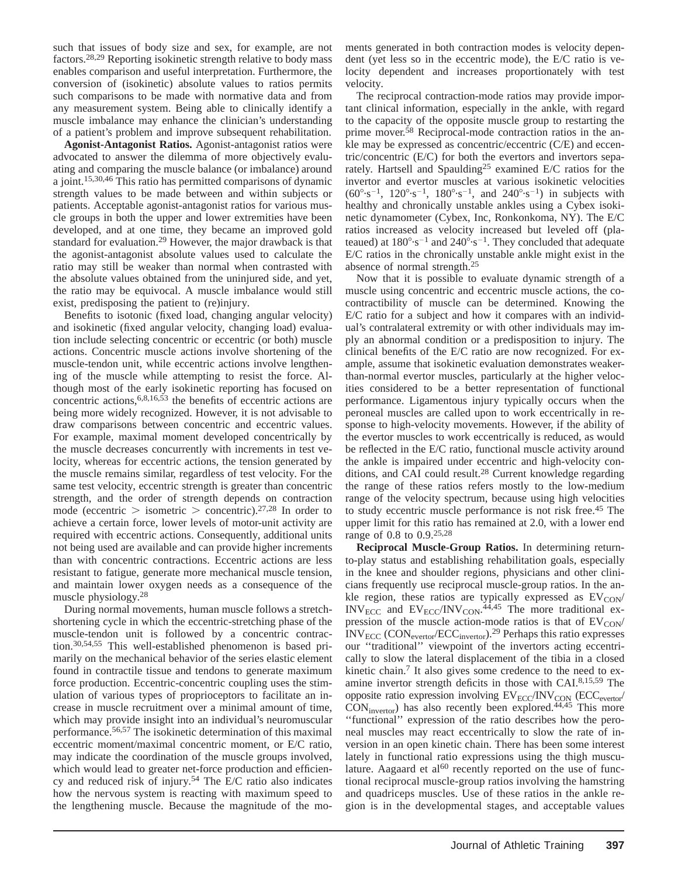such that issues of body size and sex, for example, are not factors.[28,29] Reporting isokinetic strength relative to body mass enables comparison and useful interpretation. Furthermore, the conversion of (isokinetic) absolute values to ratios permits such comparisons to be made with normative data and from any measurement system. Being able to clinically identify a muscle imbalance may enhance the clinician's understanding of a patient's problem and improve subsequent rehabilitation.

**Agonist-Antagonist Ratios.** Agonist-antagonist ratios were advocated to answer the dilemma of more objectively evaluating and comparing the muscle balance (or imbalance) around a joint.[15,30,46] This ratio has permitted comparisons of dynamic strength values to be made between and within subjects or patients. Acceptable agonist-antagonist ratios for various muscle groups in both the upper and lower extremities have been developed, and at one time, they became an improved gold standard for evaluation.[29] However, the major drawback is that the agonist-antagonist absolute values used to calculate the ratio may still be weaker than normal when contrasted with the absolute values obtained from the uninjured side, and yet, the ratio may be equivocal. A muscle imbalance would still exist, predisposing the patient to (re)injury.

Benefits to isotonic (fixed load, changing angular velocity) and isokinetic (fixed angular velocity, changing load) evaluation include selecting concentric or eccentric (or both) muscle actions. Concentric muscle actions involve shortening of the muscle-tendon unit, while eccentric actions involve lengthening of the muscle while attempting to resist the force. Although most of the early isokinetic reporting has focused on concentric actions,[6,8,16,53] the benefits of eccentric actions are being more widely recognized. However, it is not advisable to draw comparisons between concentric and eccentric values. For example, maximal moment developed concentrically by the muscle decreases concurrently with increments in test velocity, whereas for eccentric actions, the tension generated by the muscle remains similar, regardless of test velocity. For the same test velocity, eccentric strength is greater than concentric strength, and the order of strength depends on contraction mode (eccentric > isometric > concentric).[27,28] In order to achieve a certain force, lower levels of motor-unit activity are required with eccentric actions. Consequently, additional units not being used are available and can provide higher increments than with concentric contractions. Eccentric actions are less resistant to fatigue, generate more mechanical muscle tension, and maintain lower oxygen needs as a consequence of the muscle physiology.[28]

During normal movements, human muscle follows a stretch-shortening cycle in which the eccentric-stretching phase of the muscle-tendon unit is followed by a concentric contraction.[30,54,55] This well-established phenomenon is based primarily on the mechanical behavior of the series elastic element found in contractile tissue and tendons to generate maximum force production. Eccentric-concentric coupling uses the stimulation of various types of proprioceptors to facilitate an increase in muscle recruitment over a minimal amount of time, which may provide insight into an individual's neuromuscular performance.[56,57] The isokinetic determination of this maximal eccentric moment/maximal concentric moment, or E/C ratio, may indicate the coordination of the muscle groups involved, which would lead to greater net-force production and efficiency and reduced risk of injury.[54] The E/C ratio also indicates how the nervous system is reacting with maximum speed to the lengthening muscle. Because the magnitude of the moments generated in both contraction modes is velocity dependent (yet less so in the eccentric mode), the E/C ratio is velocity dependent and increases proportionately with test velocity.

The reciprocal contraction-mode ratios may provide important clinical information, especially in the ankle, with regard to the capacity of the opposite muscle group to restarting the prime mover.[58] Reciprocal-mode contraction ratios in the ankle may be expressed as concentric/eccentric (C/E) and eccentric/concentric (E/C) for both the evertors and invertors separately. Hartsell and Spaulding[25] examined E/C ratios for the invertor and evertor muscles at various isokinetic velocities ($60°\cdot s^{-1}$, $120°\cdot s^{-1}$, $180°\cdot s^{-1}$, and $240°\cdot s^{-1}$) in subjects with healthy and chronically unstable ankles using a Cybex isokinetic dynamometer (Cybex, Inc, Ronkonkoma, NY). The E/C ratios increased as velocity increased but leveled off (plateaued) at $180°\cdot s^{-1}$ and $240°\cdot s^{-1}$. They concluded that adequate E/C ratios in the chronically unstable ankle might exist in the absence of normal strength.[25]

Now that it is possible to evaluate dynamic strength of a muscle using concentric and eccentric muscle actions, the co-contractibility of muscle can be determined. Knowing the E/C ratio for a subject and how it compares with an individual's contralateral extremity or with other individuals may imply an abnormal condition or a predisposition to injury. The clinical benefits of the E/C ratio are now recognized. For example, assume that isokinetic evaluation demonstrates weaker-than-normal evertor muscles, particularly at the higher velocities considered to be a better representation of functional performance. Ligamentous injury typically occurs when the peroneal muscles are called upon to work eccentrically in response to high-velocity movements. However, if the ability of the evertor muscles to work eccentrically is reduced, as would be reflected in the E/C ratio, functional muscle activity around the ankle is impaired under eccentric and high-velocity conditions, and CAI could result.[28] Current knowledge regarding the range of these ratios refers mostly to the low-medium range of the velocity spectrum, because using high velocities to study eccentric muscle performance is not risk free.[45] The upper limit for this ratio has remained at 2.0, with a lower end range of 0.8 to 0.9.[25,28]

**Reciprocal Muscle-Group Ratios.** In determining return-to-play status and establishing rehabilitation goals, especially in the knee and shoulder regions, physicians and other clinicians frequently use reciprocal muscle-group ratios. In the ankle region, these ratios are typically expressed as $EV_{CON}/INV_{ECC}$ and $EV_{ECC}/INV_{CON}$.[44,45] The more traditional expression of the muscle action-mode ratios is that of $EV_{CON}/INV_{ECC}$ ($CON_{evertor}/ECC_{invertor}$).[29] Perhaps this ratio expresses our ''traditional'' viewpoint of the invertors acting eccentrically to slow the lateral displacement of the tibia in a closed kinetic chain.[7] It also gives some credence to the need to examine invertor strength deficits in those with CAI.[8,15,59] The opposite ratio expression involving $EV_{ECC}/INV_{CON}$ ($ECC_{evertor}/CON_{invertor}$) has also recently been explored.[44,45] This more ''functional'' expression of the ratio describes how the peroneal muscles may react eccentrically to slow the rate of inversion in an open kinetic chain. There has been some interest lately in functional ratio expressions using the thigh musculature. Aagaard et al[60] recently reported on the use of functional reciprocal muscle-group ratios involving the hamstring and quadriceps muscles. Use of these ratios in the ankle region is in the developmental stages, and acceptable values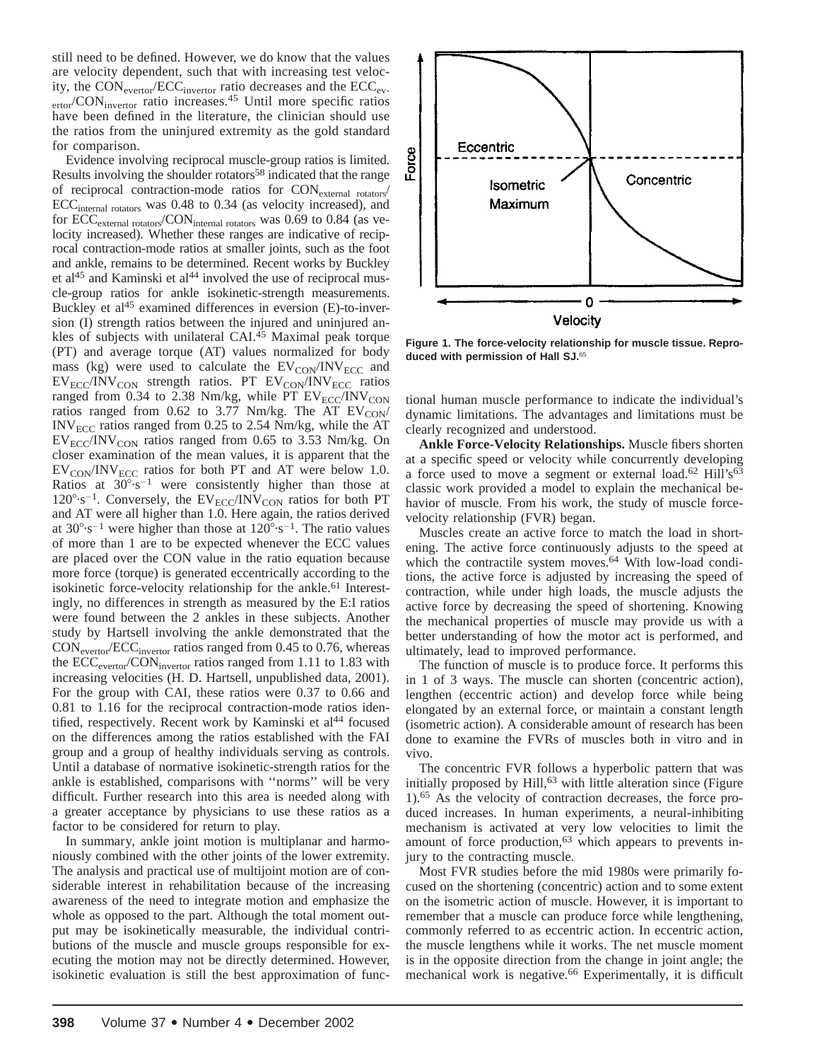still need to be defined. However, we do know that the values are velocity dependent, such that with increasing test velocity, the $CON_{evertor}/ECC_{invertor}$ ratio decreases and the $ECC_{evertor}/CON_{invertor}$ ratio increases.[45] Until more specific ratios have been defined in the literature, the clinician should use the ratios from the uninjured extremity as the gold standard for comparison.

Evidence involving reciprocal muscle-group ratios is limited. Results involving the shoulder rotators[58] indicated that the range of reciprocal contraction-mode ratios for $CON_{external\ rotators}/ECC_{internal\ rotators}$ was 0.48 to 0.34 (as velocity increased), and for $ECC_{external\ rotators}/CON_{internal\ rotators}$ was 0.69 to 0.84 (as velocity increased). Whether these ranges are indicative of reciprocal contraction-mode ratios at smaller joints, such as the foot and ankle, remains to be determined. Recent works by Buckley et al[45] and Kaminski et al[44] involved the use of reciprocal muscle-group ratios for ankle isokinetic-strength measurements. Buckley et al[45] examined differences in eversion (E)-to-inversion (I) strength ratios between the injured and uninjured ankles of subjects with unilateral CAI.[45] Maximal peak torque (PT) and average torque (AT) values normalized for body mass (kg) were used to calculate the $EV_{CON}/INV_{ECC}$ and $EV_{ECC}/INV_{CON}$ strength ratios. PT $EV_{CON}/INV_{ECC}$ ratios ranged from 0.34 to 2.38 Nm/kg, while PT $EV_{ECC}/INV_{CON}$ ratios ranged from 0.62 to 3.77 Nm/kg. The AT $EV_{CON}/INV_{ECC}$ ratios ranged from 0.25 to 2.54 Nm/kg, while the AT $EV_{ECC}/INV_{CON}$ ratios ranged from 0.65 to 3.53 Nm/kg. On closer examination of the mean values, it is apparent that the $EV_{CON}/INV_{ECC}$ ratios for both PT and AT were below 1.0. Ratios at $30° \cdot s^{-1}$ were consistently higher than those at $120° \cdot s^{-1}$. Conversely, the $EV_{ECC}/INV_{CON}$ ratios for both PT and AT were all higher than 1.0. Here again, the ratios derived at $30° \cdot s^{-1}$ were higher than those at $120° \cdot s^{-1}$. The ratio values of more than 1 are to be expected whenever the ECC values are placed over the CON value in the ratio equation because more force (torque) is generated eccentrically according to the isokinetic force-velocity relationship for the ankle.[61] Interestingly, no differences in strength as measured by the E:I ratios were found between the 2 ankles in these subjects. Another study by Hartsell involving the ankle demonstrated that the $CON_{evertor}/ECC_{invertor}$ ratios ranged from 0.45 to 0.76, whereas the $ECC_{evertor}/CON_{invertor}$ ratios ranged from 1.11 to 1.83 with increasing velocities (H. D. Hartsell, unpublished data, 2001). For the group with CAI, these ratios were 0.37 to 0.66 and 0.81 to 1.16 for the reciprocal contraction-mode ratios identified, respectively. Recent work by Kaminski et al[44] focused on the differences among the ratios established with the FAI group and a group of healthy individuals serving as controls. Until a database of normative isokinetic-strength ratios for the ankle is established, comparisons with ''norms'' will be very difficult. Further research into this area is needed along with a greater acceptance by physicians to use these ratios as a factor to be considered for return to play.

In summary, ankle joint motion is multiplanar and harmoniously combined with the other joints of the lower extremity. The analysis and practical use of multijoint motion are of considerable interest in rehabilitation because of the increasing awareness of the need to integrate motion and emphasize the whole as opposed to the part. Although the total moment output may be isokinetically measurable, the individual contributions of the muscle and muscle groups responsible for executing the motion may not be directly determined. However, isokinetic evaluation is still the best approximation of functional human muscle performance to indicate the individual's dynamic limitations. The advantages and limitations must be clearly recognized and understood.

**Figure 1. The force-velocity relationship for muscle tissue. Reproduced with permission of Hall SJ.**[65]

**Ankle Force-Velocity Relationships.** Muscle fibers shorten at a specific speed or velocity while concurrently developing a force used to move a segment or external load.[62] Hill's[63] classic work provided a model to explain the mechanical behavior of muscle. From his work, the study of muscle force-velocity relationship (FVR) began.

Muscles create an active force to match the load in shortening. The active force continuously adjusts to the speed at which the contractile system moves.[64] With low-load conditions, the active force is adjusted by increasing the speed of contraction, while under high loads, the muscle adjusts the active force by decreasing the speed of shortening. Knowing the mechanical properties of muscle may provide us with a better understanding of how the motor act is performed, and ultimately, lead to improved performance.

The function of muscle is to produce force. It performs this in 1 of 3 ways. The muscle can shorten (concentric action), lengthen (eccentric action) and develop force while being elongated by an external force, or maintain a constant length (isometric action). A considerable amount of research has been done to examine the FVRs of muscles both in vitro and in vivo.

The concentric FVR follows a hyperbolic pattern that was initially proposed by Hill,[63] with little alteration since (Figure 1).[65] As the velocity of contraction decreases, the force produced increases. In human experiments, a neural-inhibiting mechanism is activated at very low velocities to limit the amount of force production,[63] which appears to prevents injury to the contracting muscle.

Most FVR studies before the mid 1980s were primarily focused on the shortening (concentric) action and to some extent on the isometric action of muscle. However, it is important to remember that a muscle can produce force while lengthening, commonly referred to as eccentric action. In eccentric action, the muscle lengthens while it works. The net muscle moment is in the opposite direction from the change in joint angle; the mechanical work is negative.[66] Experimentally, it is difficult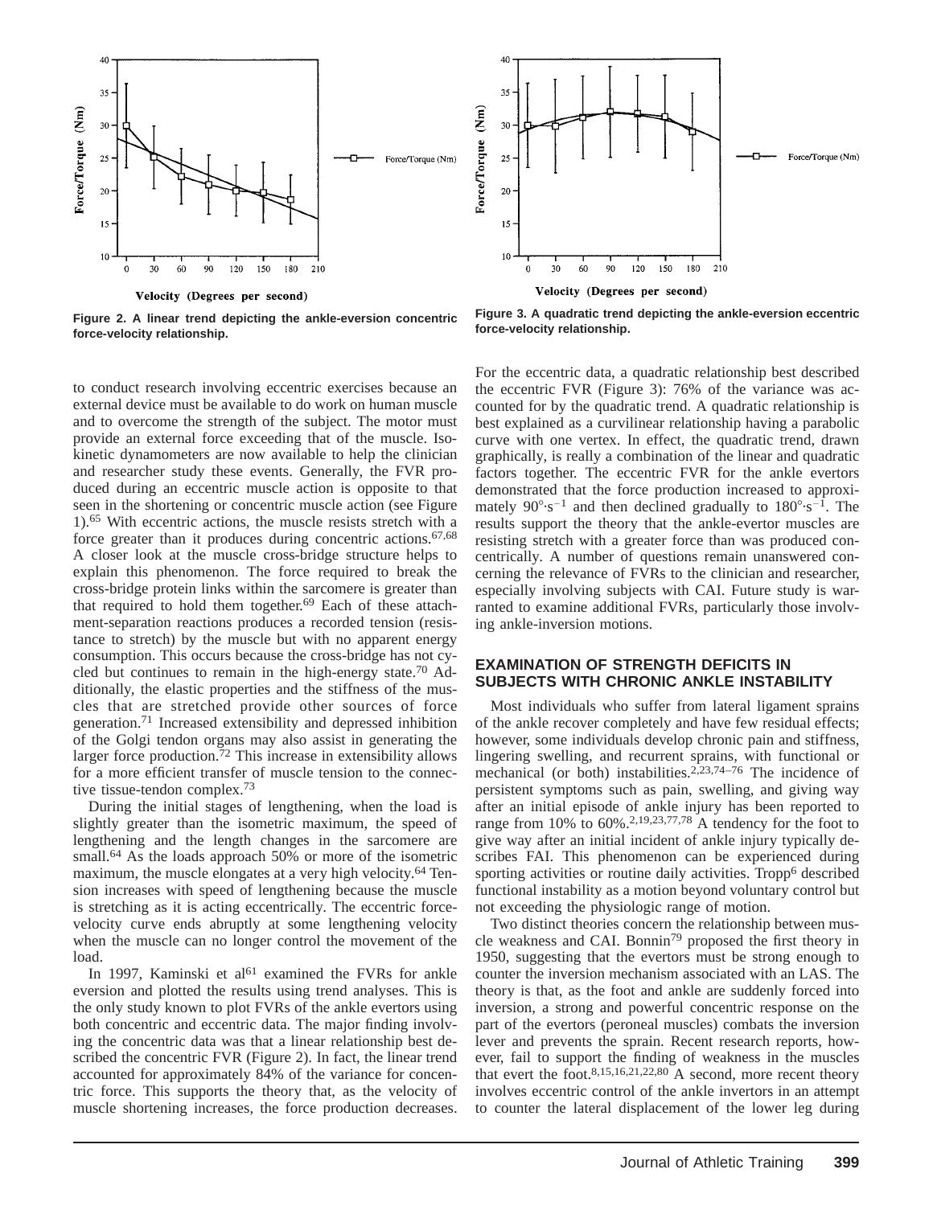Figure 2. A linear trend depicting the ankle-eversion concentric force-velocity relationship.

Figure 3. A quadratic trend depicting the ankle-eversion eccentric force-velocity relationship.

to conduct research involving eccentric exercises because an external device must be available to do work on human muscle and to overcome the strength of the subject. The motor must provide an external force exceeding that of the muscle. Isokinetic dynamometers are now available to help the clinician and researcher study these events. Generally, the FVR produced during an eccentric muscle action is opposite to that seen in the shortening or concentric muscle action (see Figure 1).[65] With eccentric actions, the muscle resists stretch with a force greater than it produces during concentric actions.[67,68] A closer look at the muscle cross-bridge structure helps to explain this phenomenon. The force required to break the cross-bridge protein links within the sarcomere is greater than that required to hold them together.[69] Each of these attachment-separation reactions produces a recorded tension (resistance to stretch) by the muscle but with no apparent energy consumption. This occurs because the cross-bridge has not cycled but continues to remain in the high-energy state.[70] Additionally, the elastic properties and the stiffness of the muscles that are stretched provide other sources of force generation.[71] Increased extensibility and depressed inhibition of the Golgi tendon organs may also assist in generating the larger force production.[72] This increase in extensibility allows for a more efficient transfer of muscle tension to the connective tissue-tendon complex.[73]

During the initial stages of lengthening, when the load is slightly greater than the isometric maximum, the speed of lengthening and the length changes in the sarcomere are small.[64] As the loads approach 50% or more of the isometric maximum, the muscle elongates at a very high velocity.[64] Tension increases with speed of lengthening because the muscle is stretching as it is acting eccentrically. The eccentric force-velocity curve ends abruptly at some lengthening velocity when the muscle can no longer control the movement of the load.

In 1997, Kaminski et al[61] examined the FVRs for ankle eversion and plotted the results using trend analyses. This is the only study known to plot FVRs of the ankle evertors using both concentric and eccentric data. The major finding involving the concentric data was that a linear relationship best described the concentric FVR (Figure 2). In fact, the linear trend accounted for approximately 84% of the variance for concentric force. This supports the theory that, as the velocity of muscle shortening increases, the force production decreases. For the eccentric data, a quadratic relationship best described the eccentric FVR (Figure 3): 76% of the variance was accounted for by the quadratic trend. A quadratic relationship is best explained as a curvilinear relationship having a parabolic curve with one vertex. In effect, the quadratic trend, drawn graphically, is really a combination of the linear and quadratic factors together. The eccentric FVR for the ankle evertors demonstrated that the force production increased to approximately $90^{\circ} \cdot s^{-1}$ and then declined gradually to $180^{\circ} \cdot s^{-1}$. The results support the theory that the ankle-evertor muscles are resisting stretch with a greater force than was produced concentrically. A number of questions remain unanswered concerning the relevance of FVRs to the clinician and researcher, especially involving subjects with CAI. Future study is warranted to examine additional FVRs, particularly those involving ankle-inversion motions.

## EXAMINATION OF STRENGTH DEFICITS IN SUBJECTS WITH CHRONIC ANKLE INSTABILITY

Most individuals who suffer from lateral ligament sprains of the ankle recover completely and have few residual effects; however, some individuals develop chronic pain and stiffness, lingering swelling, and recurrent sprains, with functional or mechanical (or both) instabilities.[2,23,74–76] The incidence of persistent symptoms such as pain, swelling, and giving way after an initial episode of ankle injury has been reported to range from 10% to 60%.[2,19,23,77,78] A tendency for the foot to give way after an initial incident of ankle injury typically describes FAI. This phenomenon can be experienced during sporting activities or routine daily activities. Tropp[6] described functional instability as a motion beyond voluntary control but not exceeding the physiologic range of motion.

Two distinct theories concern the relationship between muscle weakness and CAI. Bonnin[79] proposed the first theory in 1950, suggesting that the evertors must be strong enough to counter the inversion mechanism associated with an LAS. The theory is that, as the foot and ankle are suddenly forced into inversion, a strong and powerful concentric response on the part of the evertors (peroneal muscles) combats the inversion lever and prevents the sprain. Recent research reports, however, fail to support the finding of weakness in the muscles that evert the foot.[8,15,16,21,22,80] A second, more recent theory involves eccentric control of the ankle invertors in an attempt to counter the lateral displacement of the lower leg during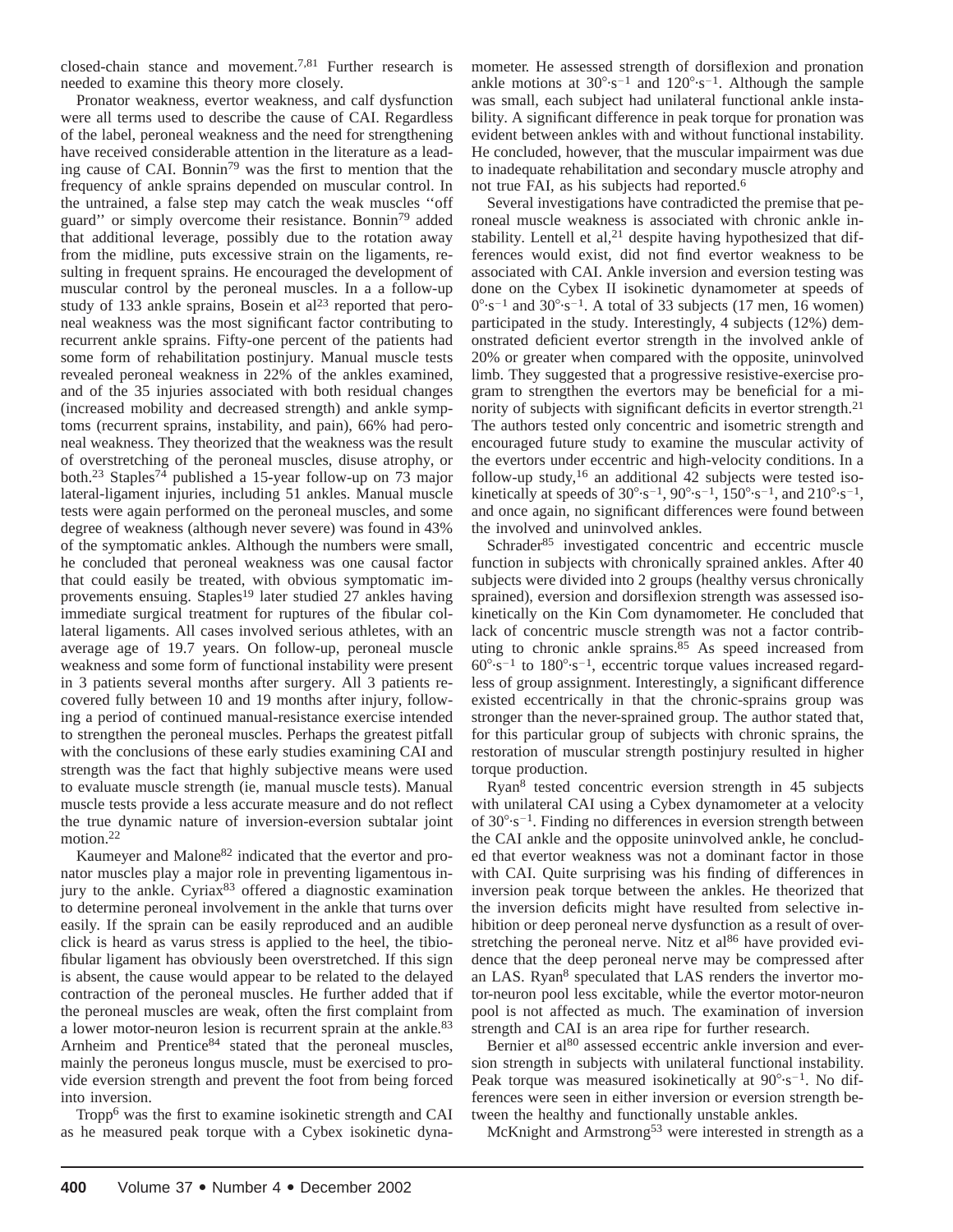closed-chain stance and movement.[7,81] Further research is needed to examine this theory more closely.

Pronator weakness, evertor weakness, and calf dysfunction were all terms used to describe the cause of CAI. Regardless of the label, peroneal weakness and the need for strengthening have received considerable attention in the literature as a leading cause of CAI. Bonnin[79] was the first to mention that the frequency of ankle sprains depended on muscular control. In the untrained, a false step may catch the weak muscles ''off guard'' or simply overcome their resistance. Bonnin[79] added that additional leverage, possibly due to the rotation away from the midline, puts excessive strain on the ligaments, resulting in frequent sprains. He encouraged the development of muscular control by the peroneal muscles. In a a follow-up study of 133 ankle sprains, Bosein et al[23] reported that peroneal weakness was the most significant factor contributing to recurrent ankle sprains. Fifty-one percent of the patients had some form of rehabilitation postinjury. Manual muscle tests revealed peroneal weakness in 22% of the ankles examined, and of the 35 injuries associated with both residual changes (increased mobility and decreased strength) and ankle symptoms (recurrent sprains, instability, and pain), 66% had peroneal weakness. They theorized that the weakness was the result of overstretching of the peroneal muscles, disuse atrophy, or both.[23] Staples[74] published a 15-year follow-up on 73 major lateral-ligament injuries, including 51 ankles. Manual muscle tests were again performed on the peroneal muscles, and some degree of weakness (although never severe) was found in 43% of the symptomatic ankles. Although the numbers were small, he concluded that peroneal weakness was one causal factor that could easily be treated, with obvious symptomatic improvements ensuing. Staples[19] later studied 27 ankles having immediate surgical treatment for ruptures of the fibular collateral ligaments. All cases involved serious athletes, with an average age of 19.7 years. On follow-up, peroneal muscle weakness and some form of functional instability were present in 3 patients several months after surgery. All 3 patients recovered fully between 10 and 19 months after injury, following a period of continued manual-resistance exercise intended to strengthen the peroneal muscles. Perhaps the greatest pitfall with the conclusions of these early studies examining CAI and strength was the fact that highly subjective means were used to evaluate muscle strength (ie, manual muscle tests). Manual muscle tests provide a less accurate measure and do not reflect the true dynamic nature of inversion-eversion subtalar joint motion.[22]

Kaumeyer and Malone[82] indicated that the evertor and pronator muscles play a major role in preventing ligamentous injury to the ankle. Cyriax[83] offered a diagnostic examination to determine peroneal involvement in the ankle that turns over easily. If the sprain can be easily reproduced and an audible click is heard as varus stress is applied to the heel, the tibiofibular ligament has obviously been overstretched. If this sign is absent, the cause would appear to be related to the delayed contraction of the peroneal muscles. He further added that if the peroneal muscles are weak, often the first complaint from a lower motor-neuron lesion is recurrent sprain at the ankle.[83] Arnheim and Prentice[84] stated that the peroneal muscles, mainly the peroneus longus muscle, must be exercised to provide eversion strength and prevent the foot from being forced into inversion.

Tropp[6] was the first to examine isokinetic strength and CAI as he measured peak torque with a Cybex isokinetic dynamometer. He assessed strength of dorsiflexion and pronation ankle motions at $30°\cdot s^{-1}$ and $120°\cdot s^{-1}$. Although the sample was small, each subject had unilateral functional ankle instability. A significant difference in peak torque for pronation was evident between ankles with and without functional instability. He concluded, however, that the muscular impairment was due to inadequate rehabilitation and secondary muscle atrophy and not true FAI, as his subjects had reported.[6]

Several investigations have contradicted the premise that peroneal muscle weakness is associated with chronic ankle instability. Lentell et al,[21] despite having hypothesized that differences would exist, did not find evertor weakness to be associated with CAI. Ankle inversion and eversion testing was done on the Cybex II isokinetic dynamometer at speeds of $0°\cdot s^{-1}$ and $30°\cdot s^{-1}$. A total of 33 subjects (17 men, 16 women) participated in the study. Interestingly, 4 subjects (12%) demonstrated deficient evertor strength in the involved ankle of 20% or greater when compared with the opposite, uninvolved limb. They suggested that a progressive resistive-exercise program to strengthen the evertors may be beneficial for a minority of subjects with significant deficits in evertor strength.[21] The authors tested only concentric and isometric strength and encouraged future study to examine the muscular activity of the evertors under eccentric and high-velocity conditions. In a follow-up study,[16] an additional 42 subjects were tested isokinetically at speeds of $30°\cdot s^{-1}$, $90°\cdot s^{-1}$, $150°\cdot s^{-1}$, and $210°\cdot s^{-1}$, and once again, no significant differences were found between the involved and uninvolved ankles.

Schrader[85] investigated concentric and eccentric muscle function in subjects with chronically sprained ankles. After 40 subjects were divided into 2 groups (healthy versus chronically sprained), eversion and dorsiflexion strength was assessed isokinetically on the Kin Com dynamometer. He concluded that lack of concentric muscle strength was not a factor contributing to chronic ankle sprains.[85] As speed increased from $60°\cdot s^{-1}$ to $180°\cdot s^{-1}$, eccentric torque values increased regardless of group assignment. Interestingly, a significant difference existed eccentrically in that the chronic-sprains group was stronger than the never-sprained group. The author stated that, for this particular group of subjects with chronic sprains, the restoration of muscular strength postinjury resulted in higher torque production.

Ryan[8] tested concentric eversion strength in 45 subjects with unilateral CAI using a Cybex dynamometer at a velocity of $30°\cdot s^{-1}$. Finding no differences in eversion strength between the CAI ankle and the opposite uninvolved ankle, he concluded that evertor weakness was not a dominant factor in those with CAI. Quite surprising was his finding of differences in inversion peak torque between the ankles. He theorized that the inversion deficits might have resulted from selective inhibition or deep peroneal nerve dysfunction as a result of overstretching the peroneal nerve. Nitz et al[86] have provided evidence that the deep peroneal nerve may be compressed after an LAS. Ryan[8] speculated that LAS renders the invertor motor-neuron pool less excitable, while the evertor motor-neuron pool is not affected as much. The examination of inversion strength and CAI is an area ripe for further research.

Bernier et al[80] assessed eccentric ankle inversion and eversion strength in subjects with unilateral functional instability. Peak torque was measured isokinetically at $90°\cdot s^{-1}$. No differences were seen in either inversion or eversion strength between the healthy and functionally unstable ankles.

McKnight and Armstrong[53] were interested in strength as a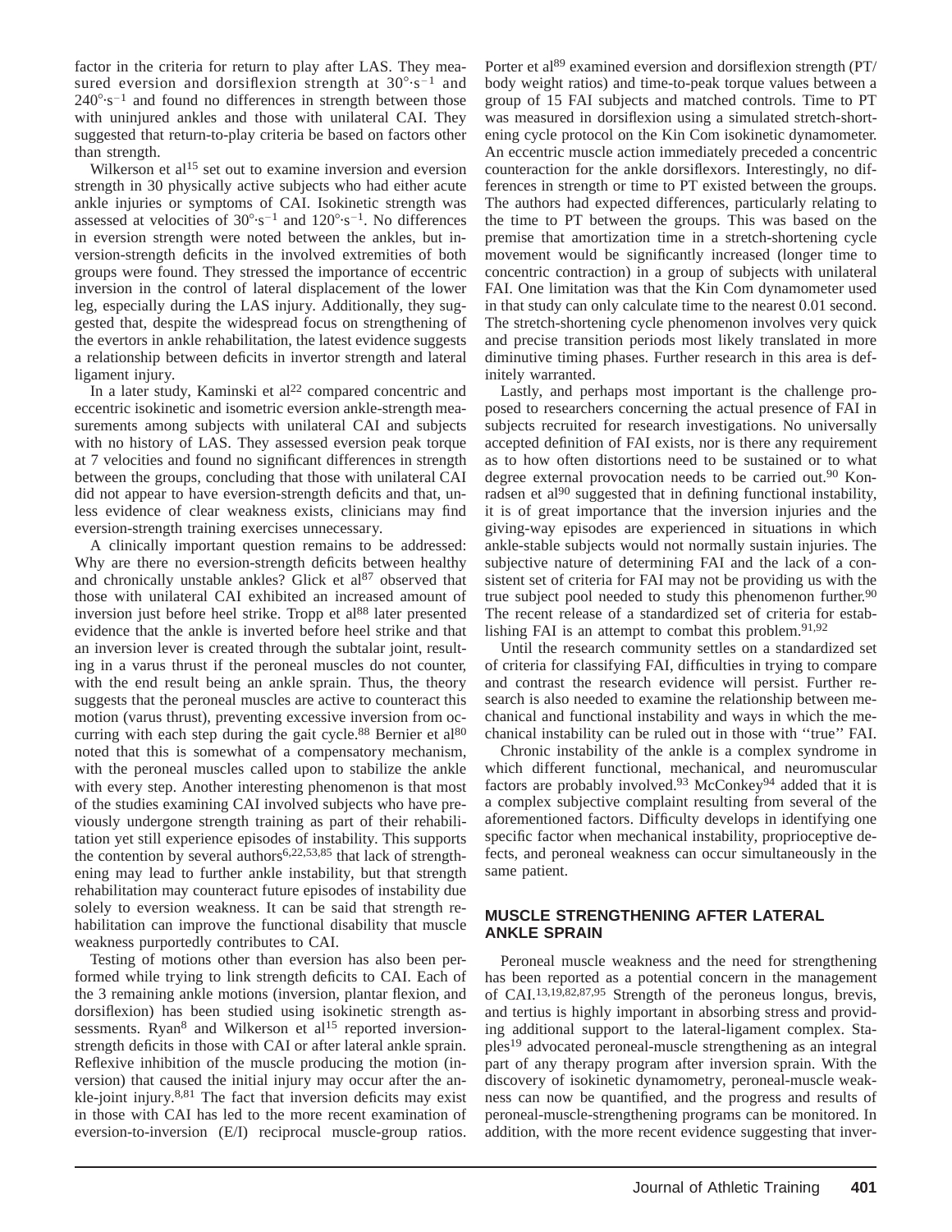factor in the criteria for return to play after LAS. They measured eversion and dorsiflexion strength at $30°·s^{-1}$ and $240°·s^{-1}$ and found no differences in strength between those with uninjured ankles and those with unilateral CAI. They suggested that return-to-play criteria be based on factors other than strength.

Wilkerson et al[15] set out to examine inversion and eversion strength in 30 physically active subjects who had either acute ankle injuries or symptoms of CAI. Isokinetic strength was assessed at velocities of $30°·s^{-1}$ and $120°·s^{-1}$. No differences in eversion strength were noted between the ankles, but inversion-strength deficits in the involved extremities of both groups were found. They stressed the importance of eccentric inversion in the control of lateral displacement of the lower leg, especially during the LAS injury. Additionally, they suggested that, despite the widespread focus on strengthening of the evertors in ankle rehabilitation, the latest evidence suggests a relationship between deficits in invertor strength and lateral ligament injury.

In a later study, Kaminski et al[22] compared concentric and eccentric isokinetic and isometric eversion ankle-strength measurements among subjects with unilateral CAI and subjects with no history of LAS. They assessed eversion peak torque at 7 velocities and found no significant differences in strength between the groups, concluding that those with unilateral CAI did not appear to have eversion-strength deficits and that, unless evidence of clear weakness exists, clinicians may find eversion-strength training exercises unnecessary.

A clinically important question remains to be addressed: Why are there no eversion-strength deficits between healthy and chronically unstable ankles? Glick et al[87] observed that those with unilateral CAI exhibited an increased amount of inversion just before heel strike. Tropp et al[88] later presented evidence that the ankle is inverted before heel strike and that an inversion lever is created through the subtalar joint, resulting in a varus thrust if the peroneal muscles do not counter, with the end result being an ankle sprain. Thus, the theory suggests that the peroneal muscles are active to counteract this motion (varus thrust), preventing excessive inversion from occurring with each step during the gait cycle.[88] Bernier et al[80] noted that this is somewhat of a compensatory mechanism, with the peroneal muscles called upon to stabilize the ankle with every step. Another interesting phenomenon is that most of the studies examining CAI involved subjects who have previously undergone strength training as part of their rehabilitation yet still experience episodes of instability. This supports the contention by several authors[6,22,53,85] that lack of strengthening may lead to further ankle instability, but that strength rehabilitation may counteract future episodes of instability due solely to eversion weakness. It can be said that strength rehabilitation can improve the functional disability that muscle weakness purportedly contributes to CAI.

Testing of motions other than eversion has also been performed while trying to link strength deficits to CAI. Each of the 3 remaining ankle motions (inversion, plantar flexion, and dorsiflexion) has been studied using isokinetic strength assessments. Ryan[8] and Wilkerson et al[15] reported inversion-strength deficits in those with CAI or after lateral ankle sprain. Reflexive inhibition of the muscle producing the motion (inversion) that caused the initial injury may occur after the ankle-joint injury.[8,81] The fact that inversion deficits may exist in those with CAI has led to the more recent examination of eversion-to-inversion (E/I) reciprocal muscle-group ratios. Porter et al[89] examined eversion and dorsiflexion strength (PT/body weight ratios) and time-to-peak torque values between a group of 15 FAI subjects and matched controls. Time to PT was measured in dorsiflexion using a simulated stretch-shortening cycle protocol on the Kin Com isokinetic dynamometer. An eccentric muscle action immediately preceded a concentric counteraction for the ankle dorsiflexors. Interestingly, no differences in strength or time to PT existed between the groups. The authors had expected differences, particularly relating to the time to PT between the groups. This was based on the premise that amortization time in a stretch-shortening cycle movement would be significantly increased (longer time to concentric contraction) in a group of subjects with unilateral FAI. One limitation was that the Kin Com dynamometer used in that study can only calculate time to the nearest 0.01 second. The stretch-shortening cycle phenomenon involves very quick and precise transition periods most likely translated in more diminutive timing phases. Further research in this area is definitely warranted.

Lastly, and perhaps most important is the challenge proposed to researchers concerning the actual presence of FAI in subjects recruited for research investigations. No universally accepted definition of FAI exists, nor is there any requirement as to how often distortions need to be sustained or to what degree external provocation needs to be carried out.[90] Konradsen et al[90] suggested that in defining functional instability, it is of great importance that the inversion injuries and the giving-way episodes are experienced in situations in which ankle-stable subjects would not normally sustain injuries. The subjective nature of determining FAI and the lack of a consistent set of criteria for FAI may not be providing us with the true subject pool needed to study this phenomenon further.[90] The recent release of a standardized set of criteria for establishing FAI is an attempt to combat this problem.[91,92]

Until the research community settles on a standardized set of criteria for classifying FAI, difficulties in trying to compare and contrast the research evidence will persist. Further research is also needed to examine the relationship between mechanical and functional instability and ways in which the mechanical instability can be ruled out in those with ''true'' FAI.

Chronic instability of the ankle is a complex syndrome in which different functional, mechanical, and neuromuscular factors are probably involved.[93] McConkey[94] added that it is a complex subjective complaint resulting from several of the aforementioned factors. Difficulty develops in identifying one specific factor when mechanical instability, proprioceptive defects, and peroneal weakness can occur simultaneously in the same patient.

## MUSCLE STRENGTHENING AFTER LATERAL ANKLE SPRAIN

Peroneal muscle weakness and the need for strengthening has been reported as a potential concern in the management of CAI.[13,19,82,87,95] Strength of the peroneus longus, brevis, and tertius is highly important in absorbing stress and providing additional support to the lateral-ligament complex. Staples[19] advocated peroneal-muscle strengthening as an integral part of any therapy program after inversion sprain. With the discovery of isokinetic dynamometry, peroneal-muscle weakness can now be quantified, and the progress and results of peroneal-muscle-strengthening programs can be monitored. In addition, with the more recent evidence suggesting that inver-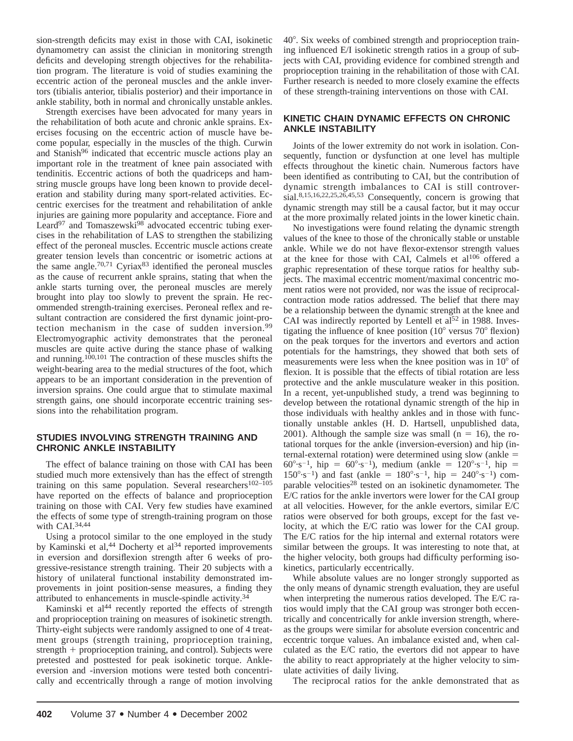sion-strength deficits may exist in those with CAI, isokinetic dynamometry can assist the clinician in monitoring strength deficits and developing strength objectives for the rehabilitation program. The literature is void of studies examining the eccentric action of the peroneal muscles and the ankle invertors (tibialis anterior, tibialis posterior) and their importance in ankle stability, both in normal and chronically unstable ankles.

Strength exercises have been advocated for many years in the rehabilitation of both acute and chronic ankle sprains. Exercises focusing on the eccentric action of muscle have become popular, especially in the muscles of the thigh. Curwin and Stanish[96] indicated that eccentric muscle actions play an important role in the treatment of knee pain associated with tendinitis. Eccentric actions of both the quadriceps and hamstring muscle groups have long been known to provide deceleration and stability during many sport-related activities. Eccentric exercises for the treatment and rehabilitation of ankle injuries are gaining more popularity and acceptance. Fiore and Leard[97] and Tomaszewski[98] advocated eccentric tubing exercises in the rehabilitation of LAS to strengthen the stabilizing effect of the peroneal muscles. Eccentric muscle actions create greater tension levels than concentric or isometric actions at the same angle.[70,71] Cyriax[83] identified the peroneal muscles as the cause of recurrent ankle sprains, stating that when the ankle starts turning over, the peroneal muscles are merely brought into play too slowly to prevent the sprain. He recommended strength-training exercises. Peroneal reflex and resultant contraction are considered the first dynamic joint-protection mechanism in the case of sudden inversion.[99] Electromyographic activity demonstrates that the peroneal muscles are quite active during the stance phase of walking and running.[100,101] The contraction of these muscles shifts the weight-bearing area to the medial structures of the foot, which appears to be an important consideration in the prevention of inversion sprains. One could argue that to stimulate maximal strength gains, one should incorporate eccentric training sessions into the rehabilitation program.

## STUDIES INVOLVING STRENGTH TRAINING AND CHRONIC ANKLE INSTABILITY

The effect of balance training on those with CAI has been studied much more extensively than has the effect of strength training on this same population. Several researchers[102–105] have reported on the effects of balance and proprioception training on those with CAI. Very few studies have examined the effects of some type of strength-training program on those with CAI.[34,44]

Using a protocol similar to the one employed in the study by Kaminski et al,[44] Docherty et al[34] reported improvements in eversion and dorsiflexion strength after 6 weeks of progressive-resistance strength training. Their 20 subjects with a history of unilateral functional instability demonstrated improvements in joint position-sense measures, a finding they attributed to enhancements in muscle-spindle activity.[34]

Kaminski et al[44] recently reported the effects of strength and proprioception training on measures of isokinetic strength. Thirty-eight subjects were randomly assigned to one of 4 treatment groups (strength training, proprioception training, strength + proprioception training, and control). Subjects were pretested and posttested for peak isokinetic torque. Ankle-eversion and -inversion motions were tested both concentrically and eccentrically through a range of motion involving 40°. Six weeks of combined strength and proprioception training influenced E/I isokinetic strength ratios in a group of subjects with CAI, providing evidence for combined strength and proprioception training in the rehabilitation of those with CAI. Further research is needed to more closely examine the effects of these strength-training interventions on those with CAI.

## KINETIC CHAIN DYNAMIC EFFECTS ON CHRONIC ANKLE INSTABILITY

Joints of the lower extremity do not work in isolation. Consequently, function or dysfunction at one level has multiple effects throughout the kinetic chain. Numerous factors have been identified as contributing to CAI, but the contribution of dynamic strength imbalances to CAI is still controversial.[8,15,16,22,25,26,45,53] Consequently, concern is growing that dynamic strength may still be a causal factor, but it may occur at the more proximally related joints in the lower kinetic chain.

No investigations were found relating the dynamic strength values of the knee to those of the chronically stable or unstable ankle. While we do not have flexor-extensor strength values at the knee for those with CAI, Calmels et al[106] offered a graphic representation of these torque ratios for healthy subjects. The maximal eccentric moment/maximal concentric moment ratios were not provided, nor was the issue of reciprocal-contraction mode ratios addressed. The belief that there may be a relationship between the dynamic strength at the knee and CAI was indirectly reported by Lentell et al[52] in 1988. Investigating the influence of knee position (10° versus 70° flexion) on the peak torques for the invertors and evertors and action potentials for the hamstrings, they showed that both sets of measurements were less when the knee position was in 10° of flexion. It is possible that the effects of tibial rotation are less protective and the ankle musculature weaker in this position. In a recent, yet-unpublished study, a trend was beginning to develop between the rotational dynamic strength of the hip in those individuals with healthy ankles and in those with functionally unstable ankles (H. D. Hartsell, unpublished data, 2001). Although the sample size was small ($n = 16$), the rotational torques for the ankle (inversion-eversion) and hip (internal-external rotation) were determined using slow (ankle $= 60° \cdot s^{-1}$, hip $= 60° \cdot s^{-1}$), medium (ankle $= 120° \cdot s^{-1}$, hip $= 150° \cdot s^{-1}$) and fast (ankle $= 180° \cdot s^{-1}$, hip $= 240° \cdot s^{-1}$) comparable velocities[28] tested on an isokinetic dynamometer. The E/C ratios for the ankle invertors were lower for the CAI group at all velocities. However, for the ankle evertors, similar E/C ratios were observed for both groups, except for the fast velocity, at which the E/C ratio was lower for the CAI group. The E/C ratios for the hip internal and external rotators were similar between the groups. It was interesting to note that, at the higher velocity, both groups had difficulty performing isokinetics, particularly eccentrically.

While absolute values are no longer strongly supported as the only means of dynamic strength evaluation, they are useful when interpreting the numerous ratios developed. The E/C ratios would imply that the CAI group was stronger both eccentrically and concentrically for ankle inversion strength, whereas the groups were similar for absolute eversion concentric and eccentric torque values. An imbalance existed and, when calculated as the E/C ratio, the evertors did not appear to have the ability to react appropriately at the higher velocity to simulate activities of daily living.

The reciprocal ratios for the ankle demonstrated that as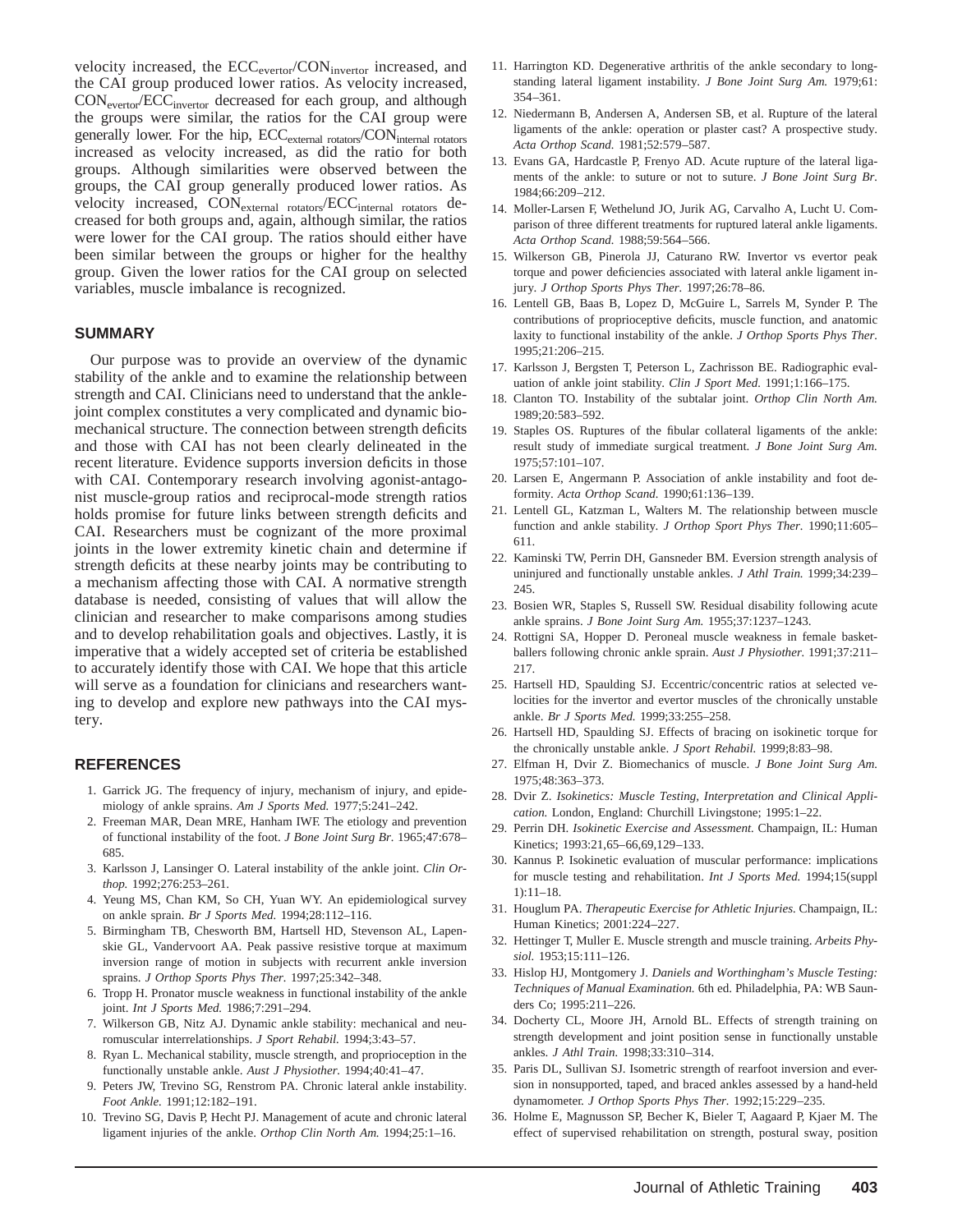velocity increased, the $ECC_{evertor}/CON_{invertor}$ increased, and the CAI group produced lower ratios. As velocity increased, $CON_{evertor}/ECC_{invertor}$ decreased for each group, and although the groups were similar, the ratios for the CAI group were generally lower. For the hip, $ECC_{external\ rotators}/CON_{internal\ rotators}$ increased as velocity increased, as did the ratio for both groups. Although similarities were observed between the groups, the CAI group generally produced lower ratios. As velocity increased, $CON_{external\ rotators}/ECC_{internal\ rotators}$ decreased for both groups and, again, although similar, the ratios were lower for the CAI group. The ratios should either have been similar between the groups or higher for the healthy group. Given the lower ratios for the CAI group on selected variables, muscle imbalance is recognized.

## SUMMARY

Our purpose was to provide an overview of the dynamic stability of the ankle and to examine the relationship between strength and CAI. Clinicians need to understand that the ankle-joint complex constitutes a very complicated and dynamic biomechanical structure. The connection between strength deficits and those with CAI has not been clearly delineated in the recent literature. Evidence supports inversion deficits in those with CAI. Contemporary research involving agonist-antagonist muscle-group ratios and reciprocal-mode strength ratios holds promise for future links between strength deficits and CAI. Researchers must be cognizant of the more proximal joints in the lower extremity kinetic chain and determine if strength deficits at these nearby joints may be contributing to a mechanism affecting those with CAI. A normative strength database is needed, consisting of values that will allow the clinician and researcher to make comparisons among studies and to develop rehabilitation goals and objectives. Lastly, it is imperative that a widely accepted set of criteria be established to accurately identify those with CAI. We hope that this article will serve as a foundation for clinicians and researchers wanting to develop and explore new pathways into the CAI mystery.

## REFERENCES

1. Garrick JG. The frequency of injury, mechanism of injury, and epidemiology of ankle sprains. *Am J Sports Med.* 1977;5:241–242.
2. Freeman MAR, Dean MRE, Hanham IWF. The etiology and prevention of functional instability of the foot. *J Bone Joint Surg Br.* 1965;47:678–685.
3. Karlsson J, Lansinger O. Lateral instability of the ankle joint. *Clin Orthop.* 1992;276:253–261.
4. Yeung MS, Chan KM, So CH, Yuan WY. An epidemiological survey on ankle sprain. *Br J Sports Med.* 1994;28:112–116.
5. Birmingham TB, Chesworth BM, Hartsell HD, Stevenson AL, Lapenskie GL, Vandervoort AA. Peak passive resistive torque at maximum inversion range of motion in subjects with recurrent ankle inversion sprains. *J Orthop Sports Phys Ther.* 1997;25:342–348.
6. Tropp H. Pronator muscle weakness in functional instability of the ankle joint. *Int J Sports Med.* 1986;7:291–294.
7. Wilkerson GB, Nitz AJ. Dynamic ankle stability: mechanical and neuromuscular interrelationships. *J Sport Rehabil.* 1994;3:43–57.
8. Ryan L. Mechanical stability, muscle strength, and proprioception in the functionally unstable ankle. *Aust J Physiother.* 1994;40:41–47.
9. Peters JW, Trevino SG, Renstrom PA. Chronic lateral ankle instability. *Foot Ankle.* 1991;12:182–191.
10. Trevino SG, Davis P, Hecht PJ. Management of acute and chronic lateral ligament injuries of the ankle. *Orthop Clin North Am.* 1994;25:1–16.
11. Harrington KD. Degenerative arthritis of the ankle secondary to long-standing lateral ligament instability. *J Bone Joint Surg Am.* 1979;61:354–361.
12. Niedermann B, Andersen A, Andersen SB, et al. Rupture of the lateral ligaments of the ankle: operation or plaster cast? A prospective study. *Acta Orthop Scand.* 1981;52:579–587.
13. Evans GA, Hardcastle P, Frenyo AD. Acute rupture of the lateral ligaments of the ankle: to suture or not to suture. *J Bone Joint Surg Br.* 1984;66:209–212.
14. Moller-Larsen F, Wethelund JO, Jurik AG, Carvalho A, Lucht U. Comparison of three different treatments for ruptured lateral ankle ligaments. *Acta Orthop Scand.* 1988;59:564–566.
15. Wilkerson GB, Pinerola JJ, Caturano RW. Invertor vs evertor peak torque and power deficiencies associated with lateral ankle ligament injury. *J Orthop Sports Phys Ther.* 1997;26:78–86.
16. Lentell GB, Baas B, Lopez D, McGuire L, Sarrels M, Synder P. The contributions of proprioceptive deficits, muscle function, and anatomic laxity to functional instability of the ankle. *J Orthop Sports Phys Ther.* 1995;21:206–215.
17. Karlsson J, Bergsten T, Peterson L, Zachrisson BE. Radiographic evaluation of ankle joint stability. *Clin J Sport Med.* 1991;1:166–175.
18. Clanton TO. Instability of the subtalar joint. *Orthop Clin North Am.* 1989;20:583–592.
19. Staples OS. Ruptures of the fibular collateral ligaments of the ankle: result study of immediate surgical treatment. *J Bone Joint Surg Am.* 1975;57:101–107.
20. Larsen E, Angermann P. Association of ankle instability and foot deformity. *Acta Orthop Scand.* 1990;61:136–139.
21. Lentell GL, Katzman L, Walters M. The relationship between muscle function and ankle stability. *J Orthop Sport Phys Ther.* 1990;11:605–611.
22. Kaminski TW, Perrin DH, Gansneder BM. Eversion strength analysis of uninjured and functionally unstable ankles. *J Athl Train.* 1999;34:239–245.
23. Bosien WR, Staples S, Russell SW. Residual disability following acute ankle sprains. *J Bone Joint Surg Am.* 1955;37:1237–1243.
24. Rottigni SA, Hopper D. Peroneal muscle weakness in female basketballers following chronic ankle sprain. *Aust J Physiother.* 1991;37:211–217.
25. Hartsell HD, Spaulding SJ. Eccentric/concentric ratios at selected velocities for the invertor and evertor muscles of the chronically unstable ankle. *Br J Sports Med.* 1999;33:255–258.
26. Hartsell HD, Spaulding SJ. Effects of bracing on isokinetic torque for the chronically unstable ankle. *J Sport Rehabil.* 1999;8:83–98.
27. Elfman H, Dvir Z. Biomechanics of muscle. *J Bone Joint Surg Am.* 1975;48:363–373.
28. Dvir Z. *Isokinetics: Muscle Testing, Interpretation and Clinical Application.* London, England: Churchill Livingstone; 1995:1–22.
29. Perrin DH. *Isokinetic Exercise and Assessment.* Champaign, IL: Human Kinetics; 1993:21,65–66,69,129–133.
30. Kannus P. Isokinetic evaluation of muscular performance: implications for muscle testing and rehabilitation. *Int J Sports Med.* 1994;15(suppl 1):11–18.
31. Houglum PA. *Therapeutic Exercise for Athletic Injuries.* Champaign, IL: Human Kinetics; 2001:224–227.
32. Hettinger T, Muller E. Muscle strength and muscle training. *Arbeits Physiol.* 1953;15:111–126.
33. Hislop HJ, Montgomery J. *Daniels and Worthingham's Muscle Testing: Techniques of Manual Examination.* 6th ed. Philadelphia, PA: WB Saunders Co; 1995:211–226.
34. Docherty CL, Moore JH, Arnold BL. Effects of strength training on strength development and joint position sense in functionally unstable ankles. *J Athl Train.* 1998;33:310–314.
35. Paris DL, Sullivan SJ. Isometric strength of rearfoot inversion and eversion in nonsupported, taped, and braced ankles assessed by a hand-held dynamometer. *J Orthop Sports Phys Ther.* 1992;15:229–235.
36. Holme E, Magnusson SP, Becher K, Bieler T, Aagaard P, Kjaer M. The effect of supervised rehabilitation on strength, postural sway, position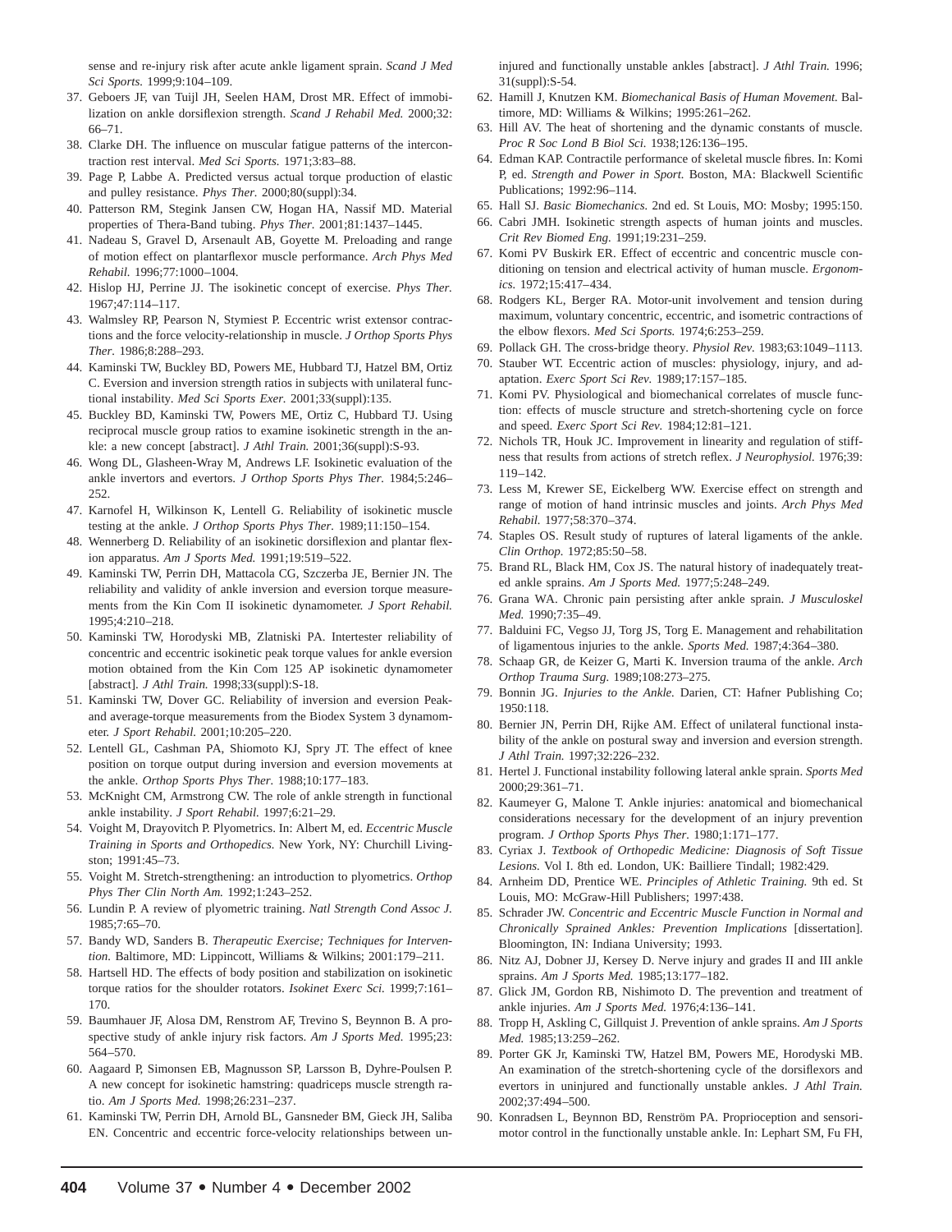sense and re-injury risk after acute ankle ligament sprain. *Scand J Med Sci Sports.* 1999;9:104–109.

37. Geboers JF, van Tuijl JH, Seelen HAM, Drost MR. Effect of immobilization on ankle dorsiflexion strength. *Scand J Rehabil Med.* 2000;32: 66–71.
38. Clarke DH. The influence on muscular fatigue patterns of the intercontraction rest interval. *Med Sci Sports.* 1971;3:83–88.
39. Page P, Labbe A. Predicted versus actual torque production of elastic and pulley resistance. *Phys Ther.* 2000;80(suppl):34.
40. Patterson RM, Stegink Jansen CW, Hogan HA, Nassif MD. Material properties of Thera-Band tubing. *Phys Ther.* 2001;81:1437–1445.
41. Nadeau S, Gravel D, Arsenault AB, Goyette M. Preloading and range of motion effect on plantarflexor muscle performance. *Arch Phys Med Rehabil.* 1996;77:1000–1004.
42. Hislop HJ, Perrine JJ. The isokinetic concept of exercise. *Phys Ther.* 1967;47:114–117.
43. Walmsley RP, Pearson N, Stymiest P. Eccentric wrist extensor contractions and the force velocity-relationship in muscle. *J Orthop Sports Phys Ther.* 1986;8:288–293.
44. Kaminski TW, Buckley BD, Powers ME, Hubbard TJ, Hatzel BM, Ortiz C. Eversion and inversion strength ratios in subjects with unilateral functional instability. *Med Sci Sports Exer.* 2001;33(suppl):135.
45. Buckley BD, Kaminski TW, Powers ME, Ortiz C, Hubbard TJ. Using reciprocal muscle group ratios to examine isokinetic strength in the ankle: a new concept [abstract]. *J Athl Train.* 2001;36(suppl):S-93.
46. Wong DL, Glasheen-Wray M, Andrews LF. Isokinetic evaluation of the ankle invertors and evertors. *J Orthop Sports Phys Ther.* 1984;5:246–252.
47. Karnofel H, Wilkinson K, Lentell G. Reliability of isokinetic muscle testing at the ankle. *J Orthop Sports Phys Ther.* 1989;11:150–154.
48. Wennerberg D. Reliability of an isokinetic dorsiflexion and plantar flexion apparatus. *Am J Sports Med.* 1991;19:519–522.
49. Kaminski TW, Perrin DH, Mattacola CG, Szczerba JE, Bernier JN. The reliability and validity of ankle inversion and eversion torque measurements from the Kin Com II isokinetic dynamometer. *J Sport Rehabil.* 1995;4:210–218.
50. Kaminski TW, Horodyski MB, Zlatniski PA. Intertester reliability of concentric and eccentric isokinetic peak torque values for ankle eversion motion obtained from the Kin Com 125 AP isokinetic dynamometer [abstract]. *J Athl Train.* 1998;33(suppl):S-18.
51. Kaminski TW, Dover GC. Reliability of inversion and eversion Peak- and average-torque measurements from the Biodex System 3 dynamometer. *J Sport Rehabil.* 2001;10:205–220.
52. Lentell GL, Cashman PA, Shiomoto KJ, Spry JT. The effect of knee position on torque output during inversion and eversion movements at the ankle. *Orthop Sports Phys Ther.* 1988;10:177–183.
53. McKnight CM, Armstrong CW. The role of ankle strength in functional ankle instability. *J Sport Rehabil.* 1997;6:21–29.
54. Voight M, Drayovitch P. Plyometrics. In: Albert M, ed. *Eccentric Muscle Training in Sports and Orthopedics.* New York, NY: Churchill Livingston; 1991:45–73.
55. Voight M. Stretch-strengthening: an introduction to plyometrics. *Orthop Phys Ther Clin North Am.* 1992;1:243–252.
56. Lundin P. A review of plyometric training. *Natl Strength Cond Assoc J.* 1985;7:65–70.
57. Bandy WD, Sanders B. *Therapeutic Exercise; Techniques for Intervention.* Baltimore, MD: Lippincott, Williams & Wilkins; 2001:179–211.
58. Hartsell HD. The effects of body position and stabilization on isokinetic torque ratios for the shoulder rotators. *Isokinet Exerc Sci.* 1999;7:161–170.
59. Baumhauer JF, Alosa DM, Renstrom AF, Trevino S, Beynnon B. A prospective study of ankle injury risk factors. *Am J Sports Med.* 1995;23: 564–570.
60. Aagaard P, Simonsen EB, Magnusson SP, Larsson B, Dyhre-Poulsen P. A new concept for isokinetic hamstring: quadriceps muscle strength ratio. *Am J Sports Med.* 1998;26:231–237.
61. Kaminski TW, Perrin DH, Arnold BL, Gansneder BM, Gieck JH, Saliba EN. Concentric and eccentric force-velocity relationships between uninjured and functionally unstable ankles [abstract]. *J Athl Train.* 1996; 31(suppl):S-54.
62. Hamill J, Knutzen KM. *Biomechanical Basis of Human Movement.* Baltimore, MD: Williams & Wilkins; 1995:261–262.
63. Hill AV. The heat of shortening and the dynamic constants of muscle. *Proc R Soc Lond B Biol Sci.* 1938;126:136–195.
64. Edman KAP. Contractile performance of skeletal muscle fibres. In: Komi P, ed. *Strength and Power in Sport.* Boston, MA: Blackwell Scientific Publications; 1992:96–114.
65. Hall SJ. *Basic Biomechanics.* 2nd ed. St Louis, MO: Mosby; 1995:150.
66. Cabri JMH. Isokinetic strength aspects of human joints and muscles. *Crit Rev Biomed Eng.* 1991;19:231–259.
67. Komi PV Buskirk ER. Effect of eccentric and concentric muscle conditioning on tension and electrical activity of human muscle. *Ergonomics.* 1972;15:417–434.
68. Rodgers KL, Berger RA. Motor-unit involvement and tension during maximum, voluntary concentric, eccentric, and isometric contractions of the elbow flexors. *Med Sci Sports.* 1974;6:253–259.
69. Pollack GH. The cross-bridge theory. *Physiol Rev.* 1983;63:1049–1113.
70. Stauber WT. Eccentric action of muscles: physiology, injury, and adaptation. *Exerc Sport Sci Rev.* 1989;17:157–185.
71. Komi PV. Physiological and biomechanical correlates of muscle function: effects of muscle structure and stretch-shortening cycle on force and speed. *Exerc Sport Sci Rev.* 1984;12:81–121.
72. Nichols TR, Houk JC. Improvement in linearity and regulation of stiffness that results from actions of stretch reflex. *J Neurophysiol.* 1976;39: 119–142.
73. Less M, Krewer SE, Eickelberg WW. Exercise effect on strength and range of motion of hand intrinsic muscles and joints. *Arch Phys Med Rehabil.* 1977;58:370–374.
74. Staples OS. Result study of ruptures of lateral ligaments of the ankle. *Clin Orthop.* 1972;85:50–58.
75. Brand RL, Black HM, Cox JS. The natural history of inadequately treated ankle sprains. *Am J Sports Med.* 1977;5:248–249.
76. Grana WA. Chronic pain persisting after ankle sprain. *J Musculoskel Med.* 1990;7:35–49.
77. Balduini FC, Vegso JJ, Torg JS, Torg E. Management and rehabilitation of ligamentous injuries to the ankle. *Sports Med.* 1987;4:364–380.
78. Schaap GR, de Keizer G, Marti K. Inversion trauma of the ankle. *Arch Orthop Trauma Surg.* 1989;108:273–275.
79. Bonnin JG. *Injuries to the Ankle.* Darien, CT: Hafner Publishing Co; 1950:118.
80. Bernier JN, Perrin DH, Rijke AM. Effect of unilateral functional instability of the ankle on postural sway and inversion and eversion strength. *J Athl Train.* 1997;32:226–232.
81. Hertel J. Functional instability following lateral ankle sprain. *Sports Med* 2000;29:361–71.
82. Kaumeyer G, Malone T. Ankle injuries: anatomical and biomechanical considerations necessary for the development of an injury prevention program. *J Orthop Sports Phys Ther.* 1980;1:171–177.
83. Cyriax J. *Textbook of Orthopedic Medicine: Diagnosis of Soft Tissue Lesions.* Vol I. 8th ed. London, UK: Bailliere Tindall; 1982:429.
84. Arnheim DD, Prentice WE. *Principles of Athletic Training.* 9th ed. St Louis, MO: McGraw-Hill Publishers; 1997:438.
85. Schrader JW. *Concentric and Eccentric Muscle Function in Normal and Chronically Sprained Ankles: Prevention Implications* [dissertation]. Bloomington, IN: Indiana University; 1993.
86. Nitz AJ, Dobner JJ, Kersey D. Nerve injury and grades II and III ankle sprains. *Am J Sports Med.* 1985;13:177–182.
87. Glick JM, Gordon RB, Nishimoto D. The prevention and treatment of ankle injuries. *Am J Sports Med.* 1976;4:136–141.
88. Tropp H, Askling C, Gillquist J. Prevention of ankle sprains. *Am J Sports Med.* 1985;13:259–262.
89. Porter GK Jr, Kaminski TW, Hatzel BM, Powers ME, Horodyski MB. An examination of the stretch-shortening cycle of the dorsiflexors and evertors in uninjured and functionally unstable ankles. *J Athl Train.* 2002;37:494–500.
90. Konradsen L, Beynnon BD, Renström PA. Proprioception and sensorimotor control in the functionally unstable ankle. In: Lephart SM, Fu FH,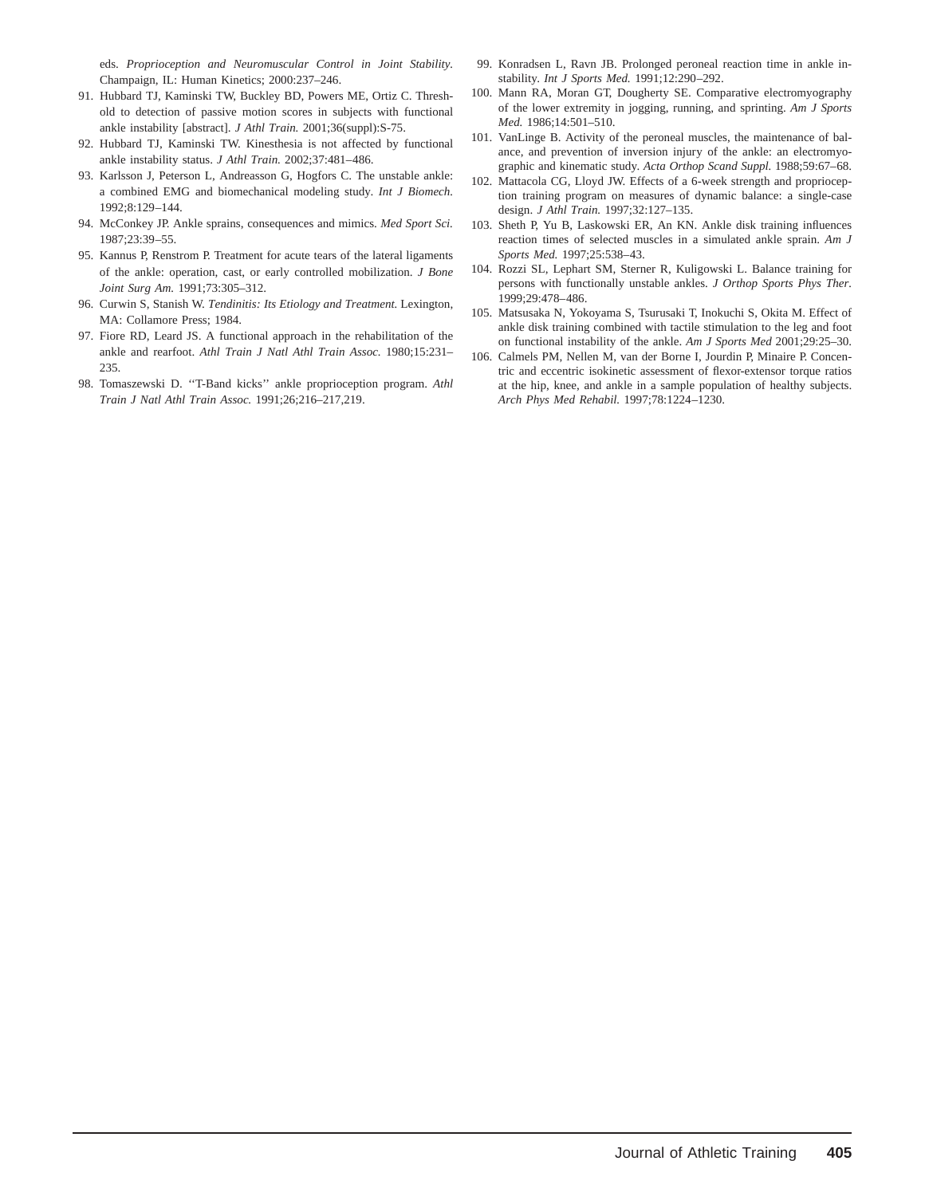eds. *Proprioception and Neuromuscular Control in Joint Stability.* Champaign, IL: Human Kinetics; 2000:237–246.

91. Hubbard TJ, Kaminski TW, Buckley BD, Powers ME, Ortiz C. Threshold to detection of passive motion scores in subjects with functional ankle instability [abstract]. *J Athl Train.* 2001;36(suppl):S-75.
92. Hubbard TJ, Kaminski TW. Kinesthesia is not affected by functional ankle instability status. *J Athl Train.* 2002;37:481–486.
93. Karlsson J, Peterson L, Andreasson G, Hogfors C. The unstable ankle: a combined EMG and biomechanical modeling study. *Int J Biomech.* 1992;8:129–144.
94. McConkey JP. Ankle sprains, consequences and mimics. *Med Sport Sci.* 1987;23:39–55.
95. Kannus P, Renstrom P. Treatment for acute tears of the lateral ligaments of the ankle: operation, cast, or early controlled mobilization. *J Bone Joint Surg Am.* 1991;73:305–312.
96. Curwin S, Stanish W. *Tendinitis: Its Etiology and Treatment.* Lexington, MA: Collamore Press; 1984.
97. Fiore RD, Leard JS. A functional approach in the rehabilitation of the ankle and rearfoot. *Athl Train J Natl Athl Train Assoc.* 1980;15:231–235.
98. Tomaszewski D. ''T-Band kicks'' ankle proprioception program. *Athl Train J Natl Athl Train Assoc.* 1991;26;216–217,219.
99. Konradsen L, Ravn JB. Prolonged peroneal reaction time in ankle instability. *Int J Sports Med.* 1991;12:290–292.
100. Mann RA, Moran GT, Dougherty SE. Comparative electromyography of the lower extremity in jogging, running, and sprinting. *Am J Sports Med.* 1986;14:501–510.
101. VanLinge B. Activity of the peroneal muscles, the maintenance of balance, and prevention of inversion injury of the ankle: an electromyographic and kinematic study. *Acta Orthop Scand Suppl.* 1988;59:67–68.
102. Mattacola CG, Lloyd JW. Effects of a 6-week strength and proprioception training program on measures of dynamic balance: a single-case design. *J Athl Train.* 1997;32:127–135.
103. Sheth P, Yu B, Laskowski ER, An KN. Ankle disk training influences reaction times of selected muscles in a simulated ankle sprain. *Am J Sports Med.* 1997;25:538–43.
104. Rozzi SL, Lephart SM, Sterner R, Kuligowski L. Balance training for persons with functionally unstable ankles. *J Orthop Sports Phys Ther.* 1999;29:478–486.
105. Matsusaka N, Yokoyama S, Tsurusaki T, Inokuchi S, Okita M. Effect of ankle disk training combined with tactile stimulation to the leg and foot on functional instability of the ankle. *Am J Sports Med* 2001;29:25–30.
106. Calmels PM, Nellen M, van der Borne I, Jourdin P, Minaire P. Concentric and eccentric isokinetic assessment of flexor-extensor torque ratios at the hip, knee, and ankle in a sample population of healthy subjects. *Arch Phys Med Rehabil.* 1997;78:1224–1230.